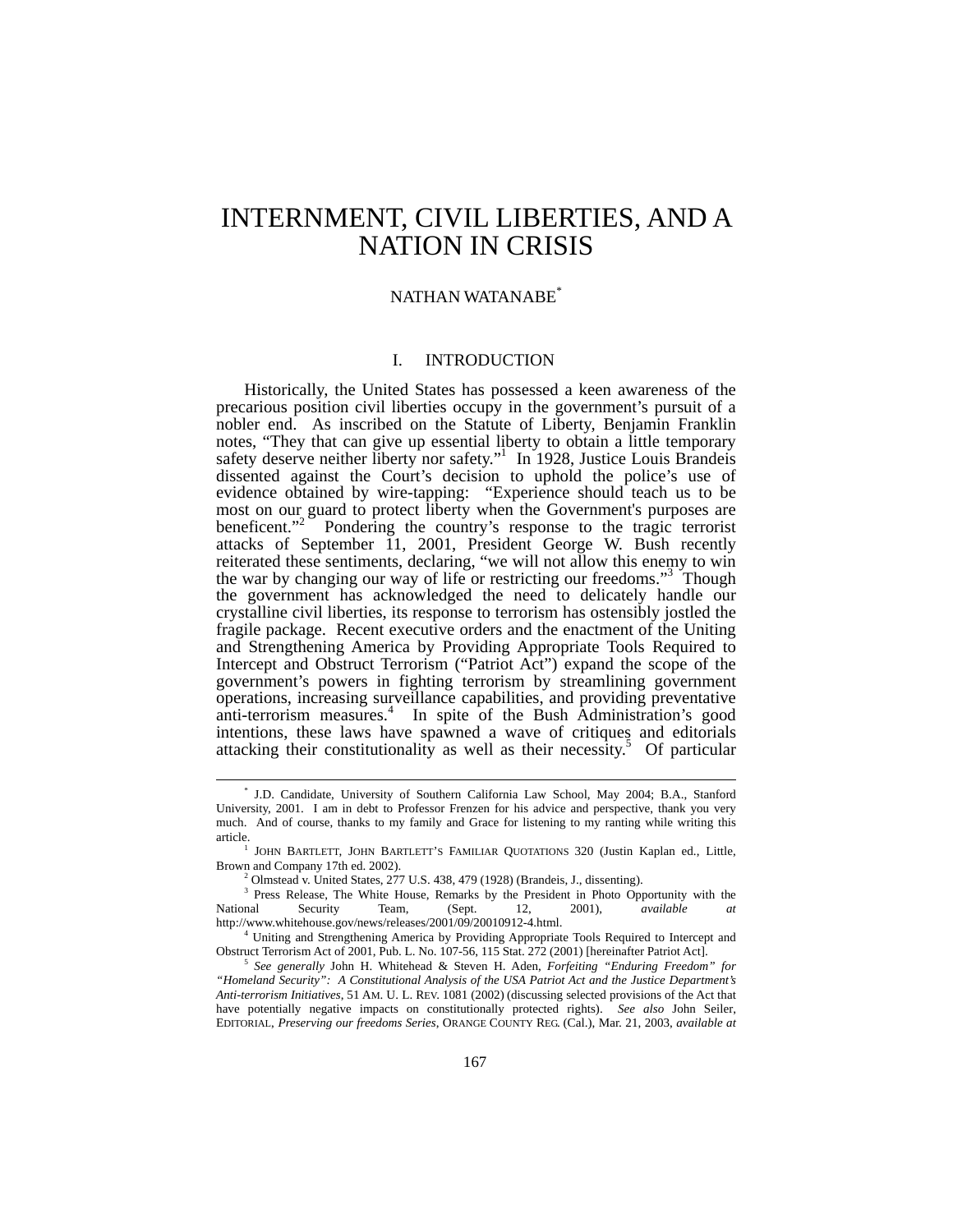# INTERNMENT, CIVIL LIBERTIES, AND A NATION IN CRISIS

NATHAN WATANABE[*]

## I. INTRODUCTION

Historically, the United States has possessed a keen awareness of the precarious position civil liberties occupy in the government's pursuit of a nobler end. As inscribed on the Statute of Liberty, Benjamin Franklin notes, "They that can give up essential liberty to obtain a little temporary safety deserve neither liberty nor safety."[1] In 1928, Justice Louis Brandeis dissented against the Court's decision to uphold the police's use of evidence obtained by wire-tapping: "Experience should teach us to be most on our guard to protect liberty when the Government's purposes are beneficent."[2] Pondering the country's response to the tragic terrorist attacks of September 11, 2001, President George W. Bush recently reiterated these sentiments, declaring, "we will not allow this enemy to win the war by changing our way of life or restricting our freedoms."[3] Though the government has acknowledged the need to delicately handle our crystalline civil liberties, its response to terrorism has ostensibly jostled the fragile package. Recent executive orders and the enactment of the Uniting and Strengthening America by Providing Appropriate Tools Required to Intercept and Obstruct Terrorism ("Patriot Act") expand the scope of the government's powers in fighting terrorism by streamlining government operations, increasing surveillance capabilities, and providing preventative anti-terrorism measures.[4] In spite of the Bush Administration's good intentions, these laws have spawned a wave of critiques and editorials attacking their constitutionality as well as their necessity.[5] Of particular

---

[*] J.D. Candidate, University of Southern California Law School, May 2004; B.A., Stanford University, 2001. I am in debt to Professor Frenzen for his advice and perspective, thank you very much. And of course, thanks to my family and Grace for listening to my ranting while writing this article.

[1] JOHN BARTLETT, JOHN BARTLETT'S FAMILIAR QUOTATIONS 320 (Justin Kaplan ed., Little, Brown and Company 17th ed. 2002).

[2] Olmstead v. United States, 277 U.S. 438, 479 (1928) (Brandeis, J., dissenting).

[3] Press Release, The White House, Remarks by the President in Photo Opportunity with the National Security Team, (Sept. 12, 2001), *available at* http://www.whitehouse.gov/news/releases/2001/09/20010912-4.html.

[4] Uniting and Strengthening America by Providing Appropriate Tools Required to Intercept and Obstruct Terrorism Act of 2001, Pub. L. No. 107-56, 115 Stat. 272 (2001) [hereinafter Patriot Act].

[5] *See generally* John H. Whitehead & Steven H. Aden, *Forfeiting "Enduring Freedom" for "Homeland Security": A Constitutional Analysis of the USA Patriot Act and the Justice Department's Anti-terrorism Initiatives*, 51 AM. U. L. REV. 1081 (2002) (discussing selected provisions of the Act that have potentially negative impacts on constitutionally protected rights). *See also* John Seiler, EDITORIAL, *Preserving our freedoms Series*, ORANGE COUNTY REG. (Cal.), Mar. 21, 2003, *available at*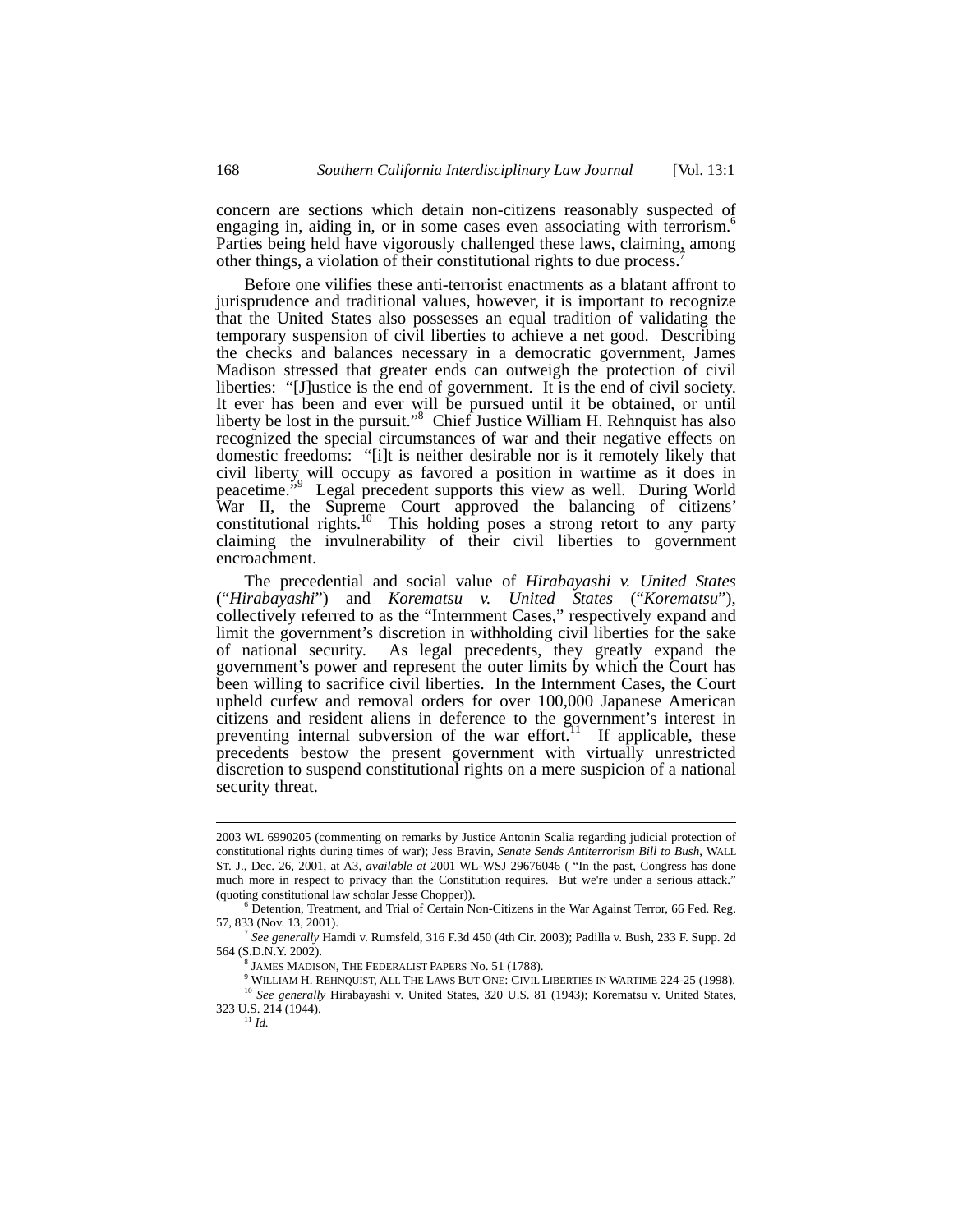concern are sections which detain non-citizens reasonably suspected of engaging in, aiding in, or in some cases even associating with terrorism.[6] Parties being held have vigorously challenged these laws, claiming, among other things, a violation of their constitutional rights to due process.[7]

Before one vilifies these anti-terrorist enactments as a blatant affront to jurisprudence and traditional values, however, it is important to recognize that the United States also possesses an equal tradition of validating the temporary suspension of civil liberties to achieve a net good. Describing the checks and balances necessary in a democratic government, James Madison stressed that greater ends can outweigh the protection of civil liberties: "[J]ustice is the end of government. It is the end of civil society. It ever has been and ever will be pursued until it be obtained, or until liberty be lost in the pursuit."[8] Chief Justice William H. Rehnquist has also recognized the special circumstances of war and their negative effects on domestic freedoms: "[i]t is neither desirable nor is it remotely likely that civil liberty will occupy as favored a position in wartime as it does in peacetime."[9] Legal precedent supports this view as well. During World War II, the Supreme Court approved the balancing of citizens' constitutional rights.[10] This holding poses a strong retort to any party claiming the invulnerability of their civil liberties to government encroachment.

The precedential and social value of *Hirabayashi v. United States* ("*Hirabayashi*") and *Korematsu v. United States* ("*Korematsu*"), collectively referred to as the "Internment Cases," respectively expand and limit the government's discretion in withholding civil liberties for the sake of national security. As legal precedents, they greatly expand the government's power and represent the outer limits by which the Court has been willing to sacrifice civil liberties. In the Internment Cases, the Court upheld curfew and removal orders for over 100,000 Japanese American citizens and resident aliens in deference to the government's interest in preventing internal subversion of the war effort.[11] If applicable, these precedents bestow the present government with virtually unrestricted discretion to suspend constitutional rights on a mere suspicion of a national security threat.

---

2003 WL 6990205 (commenting on remarks by Justice Antonin Scalia regarding judicial protection of constitutional rights during times of war); Jess Bravin, *Senate Sends Antiterrorism Bill to Bush*, WALL ST. J., Dec. 26, 2001, at A3, *available at* 2001 WL-WSJ 29676046 ( "In the past, Congress has done much more in respect to privacy than the Constitution requires. But we're under a serious attack." (quoting constitutional law scholar Jesse Chopper)).

[6] Detention, Treatment, and Trial of Certain Non-Citizens in the War Against Terror, 66 Fed. Reg. 57, 833 (Nov. 13, 2001).

[7] *See generally* Hamdi v. Rumsfeld, 316 F.3d 450 (4th Cir. 2003); Padilla v. Bush, 233 F. Supp. 2d 564 (S.D.N.Y. 2002).

[8] JAMES MADISON, THE FEDERALIST PAPERS No. 51 (1788).

[9] WILLIAM H. REHNQUIST, ALL THE LAWS BUT ONE: CIVIL LIBERTIES IN WARTIME 224-25 (1998).

[10] *See generally* Hirabayashi v. United States, 320 U.S. 81 (1943); Korematsu v. United States, 323 U.S. 214 (1944).

[11] *Id.*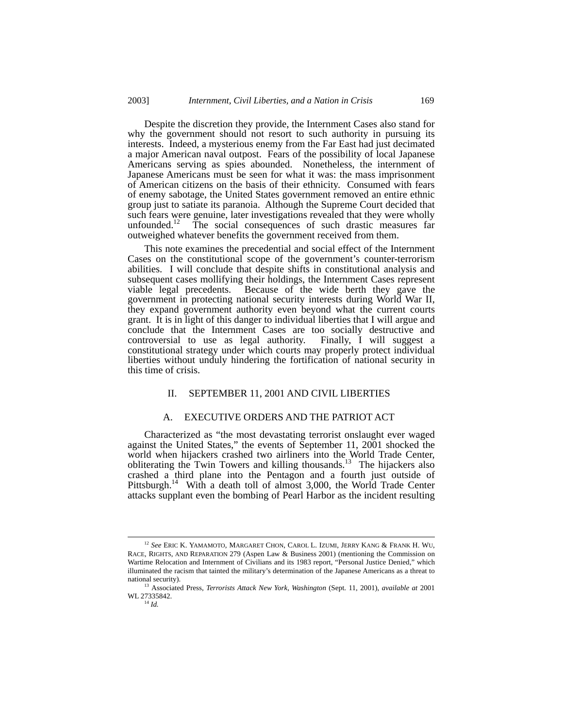Despite the discretion they provide, the Internment Cases also stand for why the government should not resort to such authority in pursuing its interests. Indeed, a mysterious enemy from the Far East had just decimated a major American naval outpost. Fears of the possibility of local Japanese Americans serving as spies abounded. Nonetheless, the internment of Japanese Americans must be seen for what it was: the mass imprisonment of American citizens on the basis of their ethnicity. Consumed with fears of enemy sabotage, the United States government removed an entire ethnic group just to satiate its paranoia. Although the Supreme Court decided that such fears were genuine, later investigations revealed that they were wholly unfounded.[12] The social consequences of such drastic measures far outweighed whatever benefits the government received from them.

This note examines the precedential and social effect of the Internment Cases on the constitutional scope of the government's counter-terrorism abilities. I will conclude that despite shifts in constitutional analysis and subsequent cases mollifying their holdings, the Internment Cases represent viable legal precedents. Because of the wide berth they gave the government in protecting national security interests during World War II, they expand government authority even beyond what the current courts grant. It is in light of this danger to individual liberties that I will argue and conclude that the Internment Cases are too socially destructive and controversial to use as legal authority. Finally, I will suggest a constitutional strategy under which courts may properly protect individual liberties without unduly hindering the fortification of national security in this time of crisis.

## II. SEPTEMBER 11, 2001 AND CIVIL LIBERTIES

### A. EXECUTIVE ORDERS AND THE PATRIOT ACT

Characterized as "the most devastating terrorist onslaught ever waged against the United States," the events of September 11, 2001 shocked the world when hijackers crashed two airliners into the World Trade Center, obliterating the Twin Towers and killing thousands.[13] The hijackers also crashed a third plane into the Pentagon and a fourth just outside of Pittsburgh.[14] With a death toll of almost 3,000, the World Trade Center attacks supplant even the bombing of Pearl Harbor as the incident resulting

---

[12] *See* ERIC K. YAMAMOTO, MARGARET CHON, CAROL L. IZUMI, JERRY KANG & FRANK H. WU, RACE, RIGHTS, AND REPARATION 279 (Aspen Law & Business 2001) (mentioning the Commission on Wartime Relocation and Internment of Civilians and its 1983 report, "Personal Justice Denied," which illuminated the racism that tainted the military's determination of the Japanese Americans as a threat to national security).

[13] Associated Press, *Terrorists Attack New York, Washington* (Sept. 11, 2001), *available at* 2001 WL 27335842.

[14] *Id.*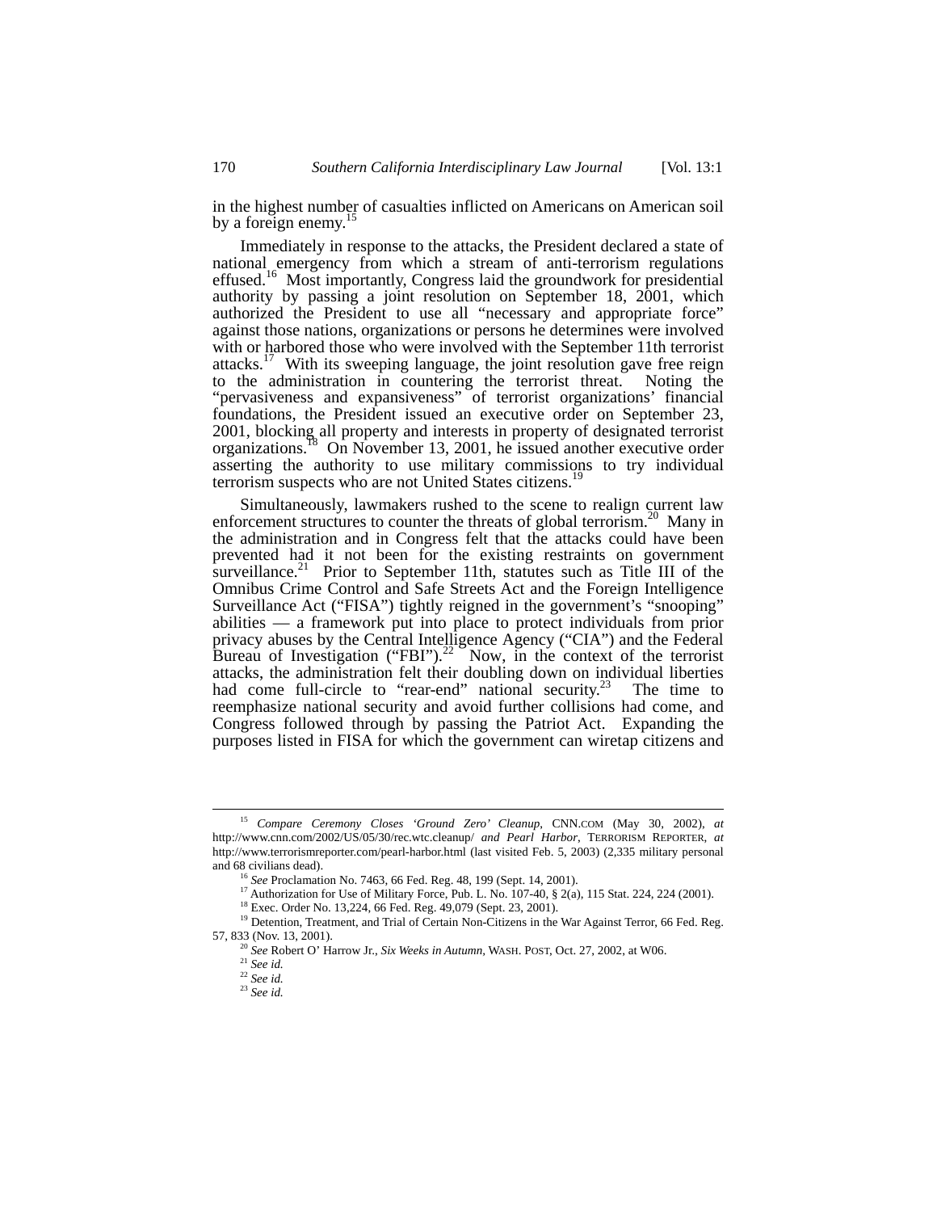in the highest number of casualties inflicted on Americans on American soil by a foreign enemy.[15]

Immediately in response to the attacks, the President declared a state of national emergency from which a stream of anti-terrorism regulations effused.[16] Most importantly, Congress laid the groundwork for presidential authority by passing a joint resolution on September 18, 2001, which authorized the President to use all "necessary and appropriate force" against those nations, organizations or persons he determines were involved with or harbored those who were involved with the September 11th terrorist attacks.[17] With its sweeping language, the joint resolution gave free reign to the administration in countering the terrorist threat. Noting the "pervasiveness and expansiveness" of terrorist organizations' financial foundations, the President issued an executive order on September 23, 2001, blocking all property and interests in property of designated terrorist organizations.[18] On November 13, 2001, he issued another executive order asserting the authority to use military commissions to try individual terrorism suspects who are not United States citizens.[19]

Simultaneously, lawmakers rushed to the scene to realign current law enforcement structures to counter the threats of global terrorism.[20] Many in the administration and in Congress felt that the attacks could have been prevented had it not been for the existing restraints on government surveillance.[21] Prior to September 11th, statutes such as Title III of the Omnibus Crime Control and Safe Streets Act and the Foreign Intelligence Surveillance Act ("FISA") tightly reigned in the government's "snooping" abilities — a framework put into place to protect individuals from prior privacy abuses by the Central Intelligence Agency ("CIA") and the Federal Bureau of Investigation ("FBI").[22] Now, in the context of the terrorist attacks, the administration felt their doubling down on individual liberties had come full-circle to "rear-end" national security.[23] The time to reemphasize national security and avoid further collisions had come, and Congress followed through by passing the Patriot Act. Expanding the purposes listed in FISA for which the government can wiretap citizens and

---

[15] *Compare Ceremony Closes 'Ground Zero' Cleanup*, CNN.COM (May 30, 2002), *at* http://www.cnn.com/2002/US/05/30/rec.wtc.cleanup/ *and Pearl Harbor*, TERRORISM REPORTER, *at* http://www.terrorismreporter.com/pearl-harbor.html (last visited Feb. 5, 2003) (2,335 military personal and 68 civilians dead).

[16] *See* Proclamation No. 7463, 66 Fed. Reg. 48, 199 (Sept. 14, 2001).

[17] Authorization for Use of Military Force, Pub. L. No. 107-40, § 2(a), 115 Stat. 224, 224 (2001).

[18] Exec. Order No. 13,224, 66 Fed. Reg. 49,079 (Sept. 23, 2001).

[19] Detention, Treatment, and Trial of Certain Non-Citizens in the War Against Terror, 66 Fed. Reg. 57, 833 (Nov. 13, 2001).

[20] *See* Robert O' Harrow Jr., *Six Weeks in Autumn*, WASH. POST, Oct. 27, 2002, at W06.

[21] *See id.*

[22] *See id.*

[23] *See id.*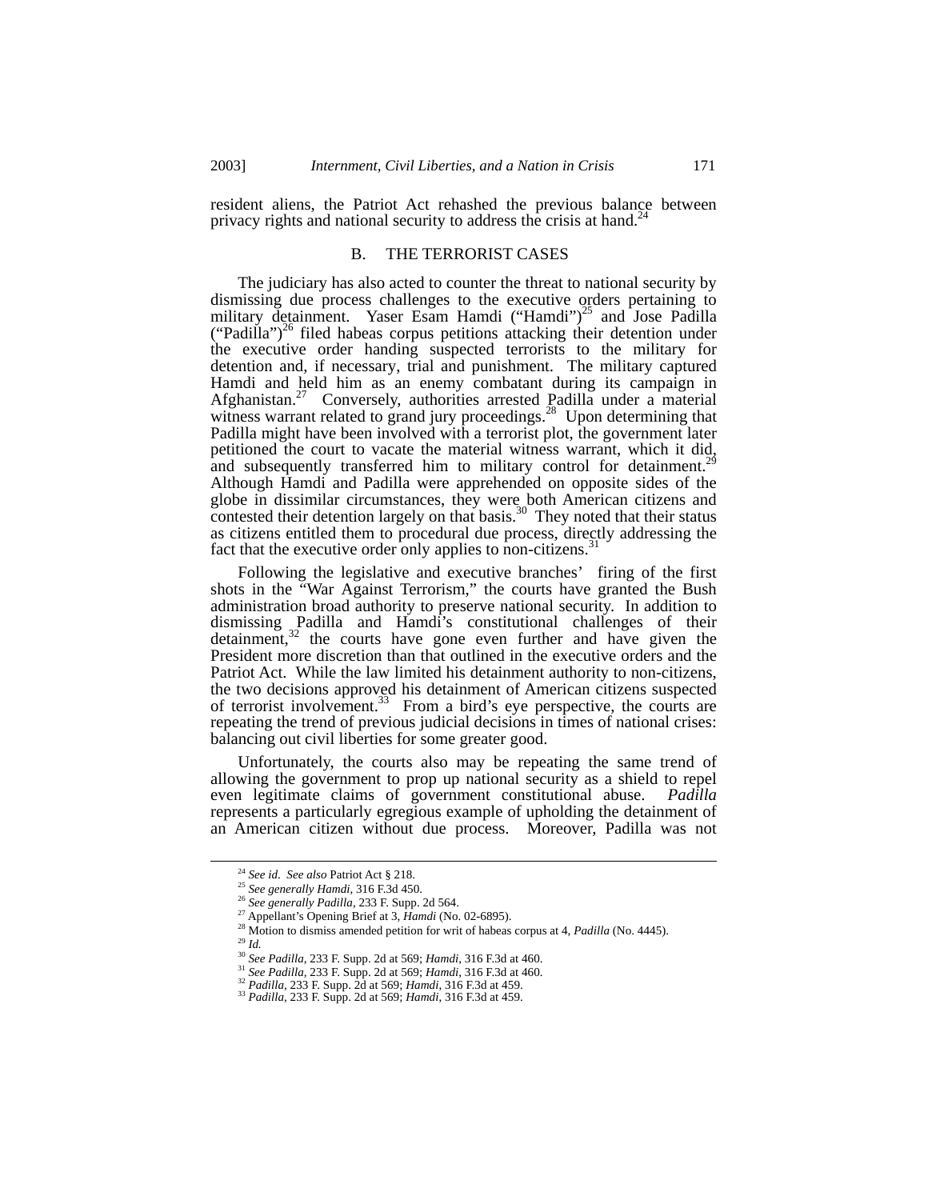resident aliens, the Patriot Act rehashed the previous balance between privacy rights and national security to address the crisis at hand.[24]

## B. THE TERRORIST CASES

The judiciary has also acted to counter the threat to national security by dismissing due process challenges to the executive orders pertaining to military detainment. Yaser Esam Hamdi ("Hamdi")[25] and Jose Padilla ("Padilla")[26] filed habeas corpus petitions attacking their detention under the executive order handing suspected terrorists to the military for detention and, if necessary, trial and punishment. The military captured Hamdi and held him as an enemy combatant during its campaign in Afghanistan.[27] Conversely, authorities arrested Padilla under a material witness warrant related to grand jury proceedings.[28] Upon determining that Padilla might have been involved with a terrorist plot, the government later petitioned the court to vacate the material witness warrant, which it did, and subsequently transferred him to military control for detainment.[29] Although Hamdi and Padilla were apprehended on opposite sides of the globe in dissimilar circumstances, they were both American citizens and contested their detention largely on that basis.[30] They noted that their status as citizens entitled them to procedural due process, directly addressing the fact that the executive order only applies to non-citizens.[31]

Following the legislative and executive branches' firing of the first shots in the "War Against Terrorism," the courts have granted the Bush administration broad authority to preserve national security. In addition to dismissing Padilla and Hamdi's constitutional challenges of their detainment,[32] the courts have gone even further and have given the President more discretion than that outlined in the executive orders and the Patriot Act. While the law limited his detainment authority to non-citizens, the two decisions approved his detainment of American citizens suspected of terrorist involvement.[33] From a bird's eye perspective, the courts are repeating the trend of previous judicial decisions in times of national crises: balancing out civil liberties for some greater good.

Unfortunately, the courts also may be repeating the same trend of allowing the government to prop up national security as a shield to repel even legitimate claims of government constitutional abuse. *Padilla* represents a particularly egregious example of upholding the detainment of an American citizen without due process. Moreover, Padilla was not

---

[24] *See id*. *See also* Patriot Act § 218.

[25] *See generally Hamdi*, 316 F.3d 450.

[26] *See generally Padilla*, 233 F. Supp. 2d 564.

[27] Appellant's Opening Brief at 3, *Hamdi* (No. 02-6895).

[28] Motion to dismiss amended petition for writ of habeas corpus at 4, *Padilla* (No. 4445).

[29] *Id.*

[30] *See Padilla*, 233 F. Supp. 2d at 569; *Hamdi*, 316 F.3d at 460.

[31] *See Padilla*, 233 F. Supp. 2d at 569; *Hamdi*, 316 F.3d at 460.

[32] *Padilla*, 233 F. Supp. 2d at 569; *Hamdi*, 316 F.3d at 459.

[33] *Padilla*, 233 F. Supp. 2d at 569; *Hamdi*, 316 F.3d at 459.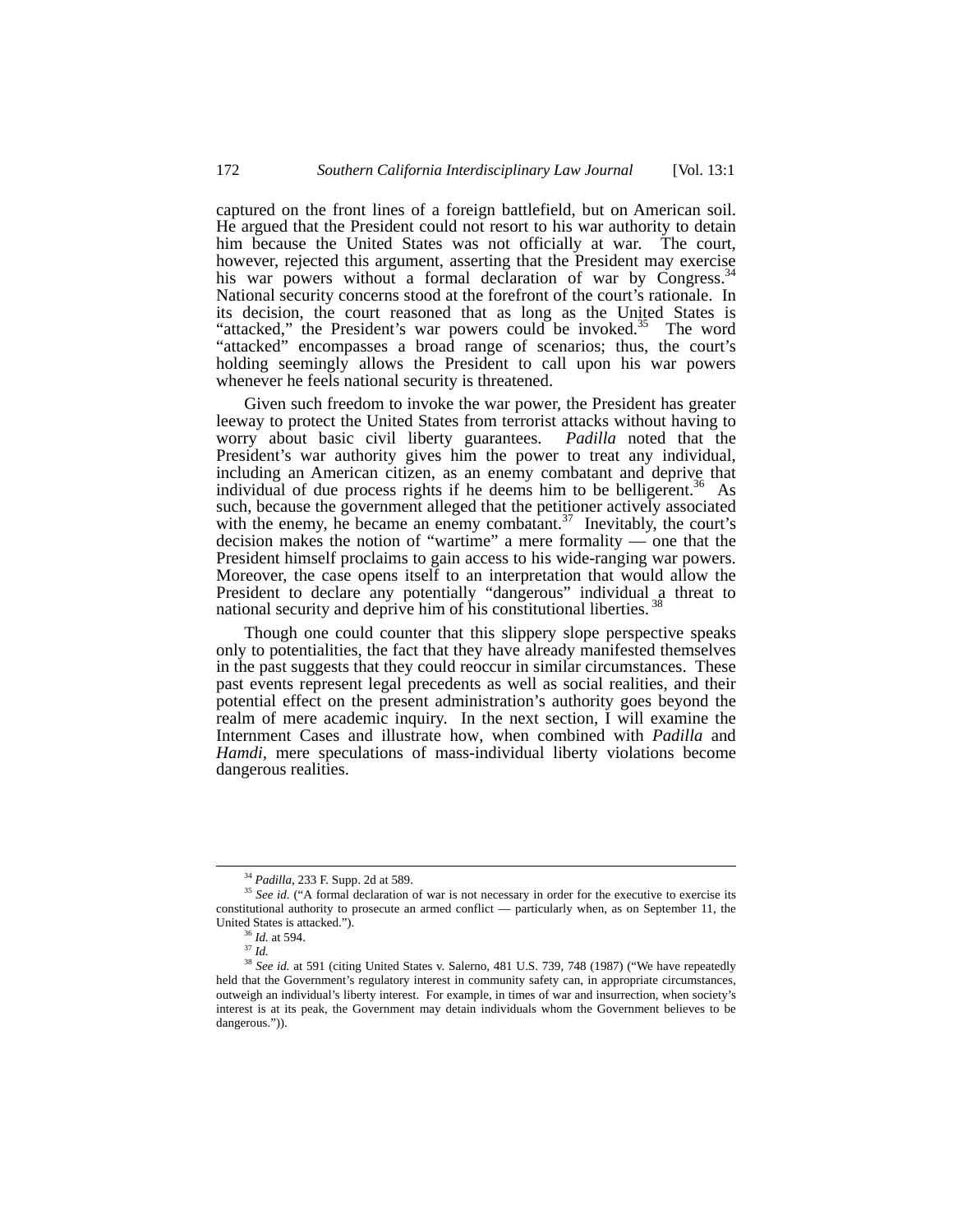captured on the front lines of a foreign battlefield, but on American soil. He argued that the President could not resort to his war authority to detain him because the United States was not officially at war. The court, however, rejected this argument, asserting that the President may exercise his war powers without a formal declaration of war by Congress.[34] National security concerns stood at the forefront of the court's rationale. In its decision, the court reasoned that as long as the United States is "attacked," the President's war powers could be invoked.[35] The word "attacked" encompasses a broad range of scenarios; thus, the court's holding seemingly allows the President to call upon his war powers whenever he feels national security is threatened.

Given such freedom to invoke the war power, the President has greater leeway to protect the United States from terrorist attacks without having to worry about basic civil liberty guarantees. *Padilla* noted that the President's war authority gives him the power to treat any individual, including an American citizen, as an enemy combatant and deprive that individual of due process rights if he deems him to be belligerent.[36] As such, because the government alleged that the petitioner actively associated with the enemy, he became an enemy combatant.[37] Inevitably, the court's decision makes the notion of "wartime" a mere formality — one that the President himself proclaims to gain access to his wide-ranging war powers. Moreover, the case opens itself to an interpretation that would allow the President to declare any potentially "dangerous" individual a threat to national security and deprive him of his constitutional liberties.[38]

Though one could counter that this slippery slope perspective speaks only to potentialities, the fact that they have already manifested themselves in the past suggests that they could reoccur in similar circumstances. These past events represent legal precedents as well as social realities, and their potential effect on the present administration's authority goes beyond the realm of mere academic inquiry. In the next section, I will examine the Internment Cases and illustrate how, when combined with *Padilla* and *Hamdi*, mere speculations of mass-individual liberty violations become dangerous realities.

---

[34] *Padilla*, 233 F. Supp. 2d at 589.

[35] *See id.* ("A formal declaration of war is not necessary in order for the executive to exercise its constitutional authority to prosecute an armed conflict — particularly when, as on September 11, the United States is attacked.").

[36] *Id.* at 594.

[37] *Id.*

[38] *See id.* at 591 (citing United States v. Salerno, 481 U.S. 739, 748 (1987) ("We have repeatedly held that the Government's regulatory interest in community safety can, in appropriate circumstances, outweigh an individual's liberty interest. For example, in times of war and insurrection, when society's interest is at its peak, the Government may detain individuals whom the Government believes to be dangerous.")).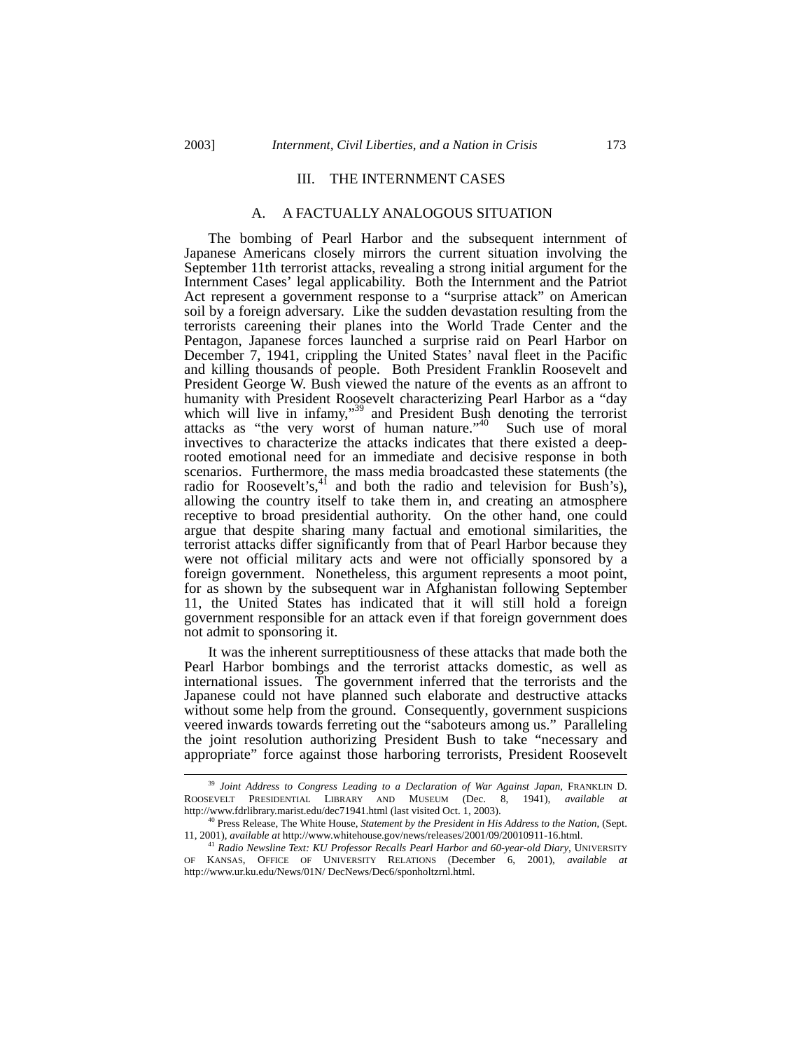## III. THE INTERNMENT CASES

### A. A FACTUALLY ANALOGOUS SITUATION

The bombing of Pearl Harbor and the subsequent internment of Japanese Americans closely mirrors the current situation involving the September 11th terrorist attacks, revealing a strong initial argument for the Internment Cases' legal applicability. Both the Internment and the Patriot Act represent a government response to a "surprise attack" on American soil by a foreign adversary. Like the sudden devastation resulting from the terrorists careening their planes into the World Trade Center and the Pentagon, Japanese forces launched a surprise raid on Pearl Harbor on December 7, 1941, crippling the United States' naval fleet in the Pacific and killing thousands of people. Both President Franklin Roosevelt and President George W. Bush viewed the nature of the events as an affront to humanity with President Roosevelt characterizing Pearl Harbor as a "day which will live in infamy,"[39] and President Bush denoting the terrorist attacks as "the very worst of human nature."[40] Such use of moral invectives to characterize the attacks indicates that there existed a deep-rooted emotional need for an immediate and decisive response in both scenarios. Furthermore, the mass media broadcasted these statements (the radio for Roosevelt's,[41] and both the radio and television for Bush's), allowing the country itself to take them in, and creating an atmosphere receptive to broad presidential authority. On the other hand, one could argue that despite sharing many factual and emotional similarities, the terrorist attacks differ significantly from that of Pearl Harbor because they were not official military acts and were not officially sponsored by a foreign government. Nonetheless, this argument represents a moot point, for as shown by the subsequent war in Afghanistan following September 11, the United States has indicated that it will still hold a foreign government responsible for an attack even if that foreign government does not admit to sponsoring it.

It was the inherent surreptitiousness of these attacks that made both the Pearl Harbor bombings and the terrorist attacks domestic, as well as international issues. The government inferred that the terrorists and the Japanese could not have planned such elaborate and destructive attacks without some help from the ground. Consequently, government suspicions veered inwards towards ferreting out the "saboteurs among us." Paralleling the joint resolution authorizing President Bush to take "necessary and appropriate" force against those harboring terrorists, President Roosevelt

---

[39] *Joint Address to Congress Leading to a Declaration of War Against Japan*, FRANKLIN D. ROOSEVELT PRESIDENTIAL LIBRARY AND MUSEUM (Dec. 8, 1941), *available at* http://www.fdrlibrary.marist.edu/dec71941.html (last visited Oct. 1, 2003).

[40] Press Release, The White House, *Statement by the President in His Address to the Nation*, (Sept. 11, 2001), *available at* http://www.whitehouse.gov/news/releases/2001/09/20010911-16.html.

[41] *Radio Newsline Text: KU Professor Recalls Pearl Harbor and 60-year-old Diary*, UNIVERSITY OF KANSAS, OFFICE OF UNIVERSITY RELATIONS (December 6, 2001), *available at* http://www.ur.ku.edu/News/01N/ DecNews/Dec6/sponholtzrnl.html.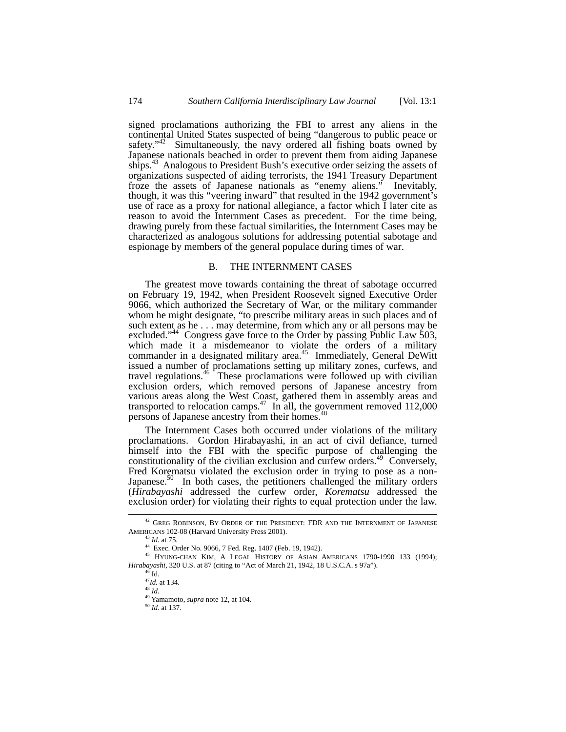signed proclamations authorizing the FBI to arrest any aliens in the continental United States suspected of being "dangerous to public peace or safety."[42] Simultaneously, the navy ordered all fishing boats owned by Japanese nationals beached in order to prevent them from aiding Japanese ships.[43] Analogous to President Bush's executive order seizing the assets of organizations suspected of aiding terrorists, the 1941 Treasury Department froze the assets of Japanese nationals as "enemy aliens." Inevitably, though, it was this "veering inward" that resulted in the 1942 government's use of race as a proxy for national allegiance, a factor which I later cite as reason to avoid the Internment Cases as precedent. For the time being, drawing purely from these factual similarities, the Internment Cases may be characterized as analogous solutions for addressing potential sabotage and espionage by members of the general populace during times of war.

## B. THE INTERNMENT CASES

The greatest move towards containing the threat of sabotage occurred on February 19, 1942, when President Roosevelt signed Executive Order 9066, which authorized the Secretary of War, or the military commander whom he might designate, "to prescribe military areas in such places and of such extent as he . . . may determine, from which any or all persons may be excluded."[44] Congress gave force to the Order by passing Public Law 503, which made it a misdemeanor to violate the orders of a military commander in a designated military area.[45] Immediately, General DeWitt issued a number of proclamations setting up military zones, curfews, and travel regulations.[46] These proclamations were followed up with civilian exclusion orders, which removed persons of Japanese ancestry from various areas along the West Coast, gathered them in assembly areas and transported to relocation camps.[47] In all, the government removed 112,000 persons of Japanese ancestry from their homes.[48]

The Internment Cases both occurred under violations of the military proclamations. Gordon Hirabayashi, in an act of civil defiance, turned himself into the FBI with the specific purpose of challenging the constitutionality of the civilian exclusion and curfew orders.[49] Conversely, Fred Korematsu violated the exclusion order in trying to pose as a non-Japanese.[50] In both cases, the petitioners challenged the military orders (*Hirabayashi* addressed the curfew order, *Korematsu* addressed the exclusion order) for violating their rights to equal protection under the law.

---

[42] GREG ROBINSON, BY ORDER OF THE PRESIDENT: FDR AND THE INTERNMENT OF JAPANESE AMERICANS 102-08 (Harvard University Press 2001).

[43] *Id.* at 75.

[44] Exec. Order No. 9066, 7 Fed. Reg. 1407 (Feb. 19, 1942).

[45] HYUNG-CHAN KIM, A LEGAL HISTORY OF ASIAN AMERICANS 1790-1990 133 (1994); *Hirabayashi*, 320 U.S. at 87 (citing to "Act of March 21, 1942, 18 U.S.C.A. s 97a").

[46] Id.

[47] *Id.* at 134.

[48] *Id.*

[49] Yamamoto, *supra* note 12, at 104.

[50] *Id.* at 137.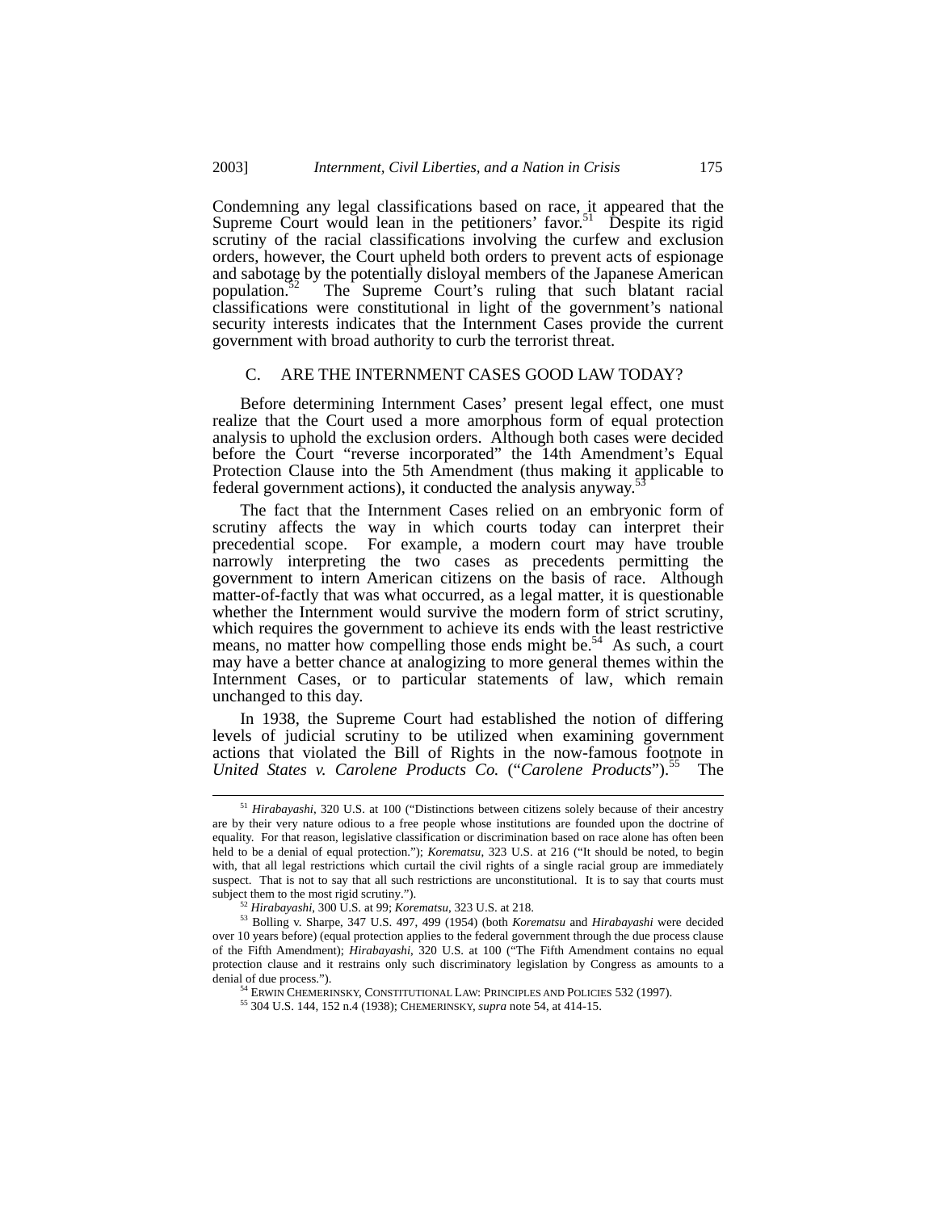Condemning any legal classifications based on race, it appeared that the Supreme Court would lean in the petitioners' favor.[51] Despite its rigid scrutiny of the racial classifications involving the curfew and exclusion orders, however, the Court upheld both orders to prevent acts of espionage and sabotage by the potentially disloyal members of the Japanese American population.[52] The Supreme Court's ruling that such blatant racial classifications were constitutional in light of the government's national security interests indicates that the Internment Cases provide the current government with broad authority to curb the terrorist threat.

## C. ARE THE INTERNMENT CASES GOOD LAW TODAY?

Before determining Internment Cases' present legal effect, one must realize that the Court used a more amorphous form of equal protection analysis to uphold the exclusion orders. Although both cases were decided before the Court "reverse incorporated" the 14th Amendment's Equal Protection Clause into the 5th Amendment (thus making it applicable to federal government actions), it conducted the analysis anyway.[53]

The fact that the Internment Cases relied on an embryonic form of scrutiny affects the way in which courts today can interpret their precedential scope. For example, a modern court may have trouble narrowly interpreting the two cases as precedents permitting the government to intern American citizens on the basis of race. Although matter-of-factly that was what occurred, as a legal matter, it is questionable whether the Internment would survive the modern form of strict scrutiny, which requires the government to achieve its ends with the least restrictive means, no matter how compelling those ends might be.[54] As such, a court may have a better chance at analogizing to more general themes within the Internment Cases, or to particular statements of law, which remain unchanged to this day.

In 1938, the Supreme Court had established the notion of differing levels of judicial scrutiny to be utilized when examining government actions that violated the Bill of Rights in the now-famous footnote in *United States v. Carolene Products Co.* ("*Carolene Products*").[55] The

---

[51] *Hirabayashi*, 320 U.S. at 100 ("Distinctions between citizens solely because of their ancestry are by their very nature odious to a free people whose institutions are founded upon the doctrine of equality. For that reason, legislative classification or discrimination based on race alone has often been held to be a denial of equal protection."); *Korematsu*, 323 U.S. at 216 ("It should be noted, to begin with, that all legal restrictions which curtail the civil rights of a single racial group are immediately suspect. That is not to say that all such restrictions are unconstitutional. It is to say that courts must subject them to the most rigid scrutiny.").

[52] *Hirabayashi*, 300 U.S. at 99; *Korematsu*, 323 U.S. at 218.

[53] Bolling v. Sharpe, 347 U.S. 497, 499 (1954) (both *Korematsu* and *Hirabayashi* were decided over 10 years before) (equal protection applies to the federal government through the due process clause of the Fifth Amendment); *Hirabayashi*, 320 U.S. at 100 ("The Fifth Amendment contains no equal protection clause and it restrains only such discriminatory legislation by Congress as amounts to a denial of due process.").

[54] ERWIN CHEMERINSKY, CONSTITUTIONAL LAW: PRINCIPLES AND POLICIES 532 (1997).

[55] 304 U.S. 144, 152 n.4 (1938); CHEMERINSKY, *supra* note 54, at 414-15.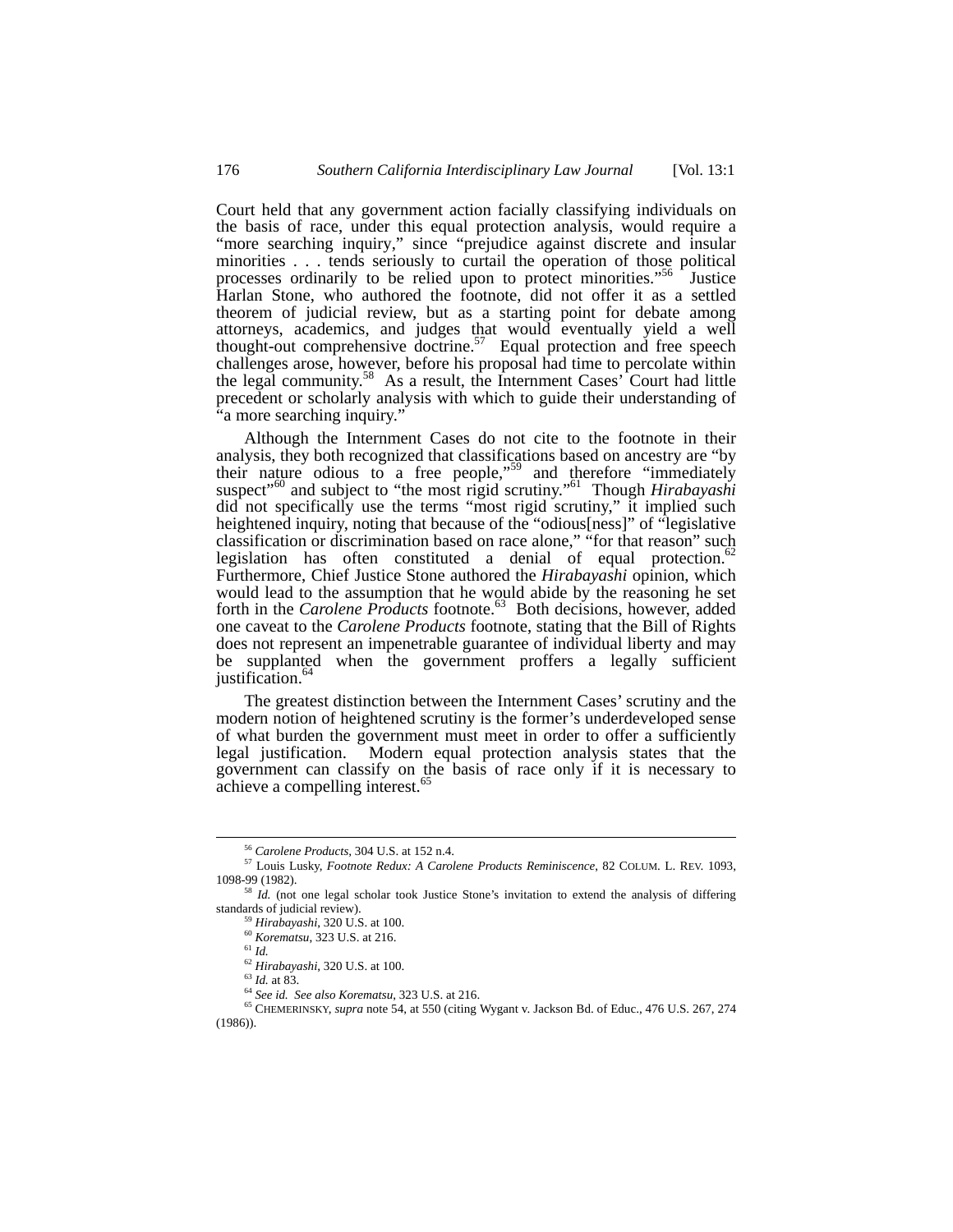Court held that any government action facially classifying individuals on the basis of race, under this equal protection analysis, would require a "more searching inquiry," since "prejudice against discrete and insular minorities . . . tends seriously to curtail the operation of those political processes ordinarily to be relied upon to protect minorities."[56] Justice Harlan Stone, who authored the footnote, did not offer it as a settled theorem of judicial review, but as a starting point for debate among attorneys, academics, and judges that would eventually yield a well thought-out comprehensive doctrine.[57] Equal protection and free speech challenges arose, however, before his proposal had time to percolate within the legal community.[58] As a result, the Internment Cases' Court had little precedent or scholarly analysis with which to guide their understanding of "a more searching inquiry."

Although the Internment Cases do not cite to the footnote in their analysis, they both recognized that classifications based on ancestry are "by their nature odious to a free people,"[59] and therefore "immediately suspect"[60] and subject to "the most rigid scrutiny."[61] Though *Hirabayashi* did not specifically use the terms "most rigid scrutiny," it implied such heightened inquiry, noting that because of the "odious[ness]" of "legislative classification or discrimination based on race alone," "for that reason" such legislation has often constituted a denial of equal protection.[62] Furthermore, Chief Justice Stone authored the *Hirabayashi* opinion, which would lead to the assumption that he would abide by the reasoning he set forth in the *Carolene Products* footnote.[63] Both decisions, however, added one caveat to the *Carolene Products* footnote, stating that the Bill of Rights does not represent an impenetrable guarantee of individual liberty and may be supplanted when the government proffers a legally sufficient justification.[64]

The greatest distinction between the Internment Cases' scrutiny and the modern notion of heightened scrutiny is the former's underdeveloped sense of what burden the government must meet in order to offer a sufficiently legal justification. Modern equal protection analysis states that the government can classify on the basis of race only if it is necessary to achieve a compelling interest.[65]

---

[56] *Carolene Products*, 304 U.S. at 152 n.4.

[57] Louis Lusky, *Footnote Redux: A Carolene Products Reminiscence*, 82 COLUM. L. REV. 1093, 1098-99 (1982).

[58] *Id.* (not one legal scholar took Justice Stone's invitation to extend the analysis of differing standards of judicial review).

[59] *Hirabayashi*, 320 U.S. at 100.

[60] *Korematsu*, 323 U.S. at 216.

[61] *Id.*

[62] *Hirabayashi*, 320 U.S. at 100.

[63] *Id.* at 83.

[64] *See id. See also Korematsu*, 323 U.S. at 216.

[65] CHEMERINSKY, *supra* note 54, at 550 (citing Wygant v. Jackson Bd. of Educ., 476 U.S. 267, 274 (1986)).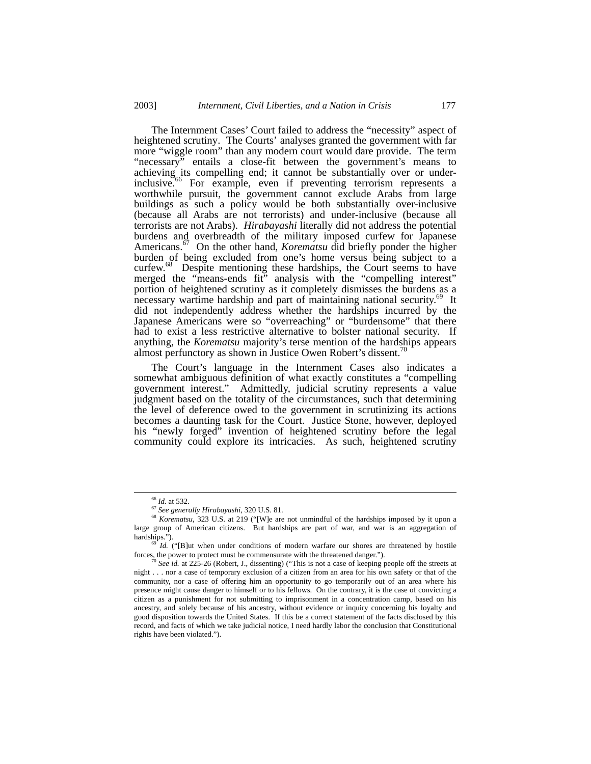The Internment Cases' Court failed to address the "necessity" aspect of heightened scrutiny. The Courts' analyses granted the government with far more "wiggle room" than any modern court would dare provide. The term "necessary" entails a close-fit between the government's means to achieving its compelling end; it cannot be substantially over or under-inclusive.[66] For example, even if preventing terrorism represents a worthwhile pursuit, the government cannot exclude Arabs from large buildings as such a policy would be both substantially over-inclusive (because all Arabs are not terrorists) and under-inclusive (because all terrorists are not Arabs). *Hirabayashi* literally did not address the potential burdens and overbreadth of the military imposed curfew for Japanese Americans.[67] On the other hand, *Korematsu* did briefly ponder the higher burden of being excluded from one's home versus being subject to a curfew.[68] Despite mentioning these hardships, the Court seems to have merged the "means-ends fit" analysis with the "compelling interest" portion of heightened scrutiny as it completely dismisses the burdens as a necessary wartime hardship and part of maintaining national security.[69] It did not independently address whether the hardships incurred by the Japanese Americans were so "overreaching" or "burdensome" that there had to exist a less restrictive alternative to bolster national security. If anything, the *Korematsu* majority's terse mention of the hardships appears almost perfunctory as shown in Justice Owen Robert's dissent.[70]

The Court's language in the Internment Cases also indicates a somewhat ambiguous definition of what exactly constitutes a "compelling government interest." Admittedly, judicial scrutiny represents a value judgment based on the totality of the circumstances, such that determining the level of deference owed to the government in scrutinizing its actions becomes a daunting task for the Court. Justice Stone, however, deployed his "newly forged" invention of heightened scrutiny before the legal community could explore its intricacies. As such, heightened scrutiny

---

[66] *Id.* at 532.

[67] *See generally Hirabayashi*, 320 U.S. 81.

[68] *Korematsu*, 323 U.S. at 219 ("[W]e are not unmindful of the hardships imposed by it upon a large group of American citizens. But hardships are part of war, and war is an aggregation of hardships.").

[69] *Id.* ("[B]ut when under conditions of modern warfare our shores are threatened by hostile forces, the power to protect must be commensurate with the threatened danger.").

[70] *See id.* at 225-26 (Robert, J., dissenting) ("This is not a case of keeping people off the streets at night . . . nor a case of temporary exclusion of a citizen from an area for his own safety or that of the community, nor a case of offering him an opportunity to go temporarily out of an area where his presence might cause danger to himself or to his fellows. On the contrary, it is the case of convicting a citizen as a punishment for not submitting to imprisonment in a concentration camp, based on his ancestry, and solely because of his ancestry, without evidence or inquiry concerning his loyalty and good disposition towards the United States. If this be a correct statement of the facts disclosed by this record, and facts of which we take judicial notice, I need hardly labor the conclusion that Constitutional rights have been violated.").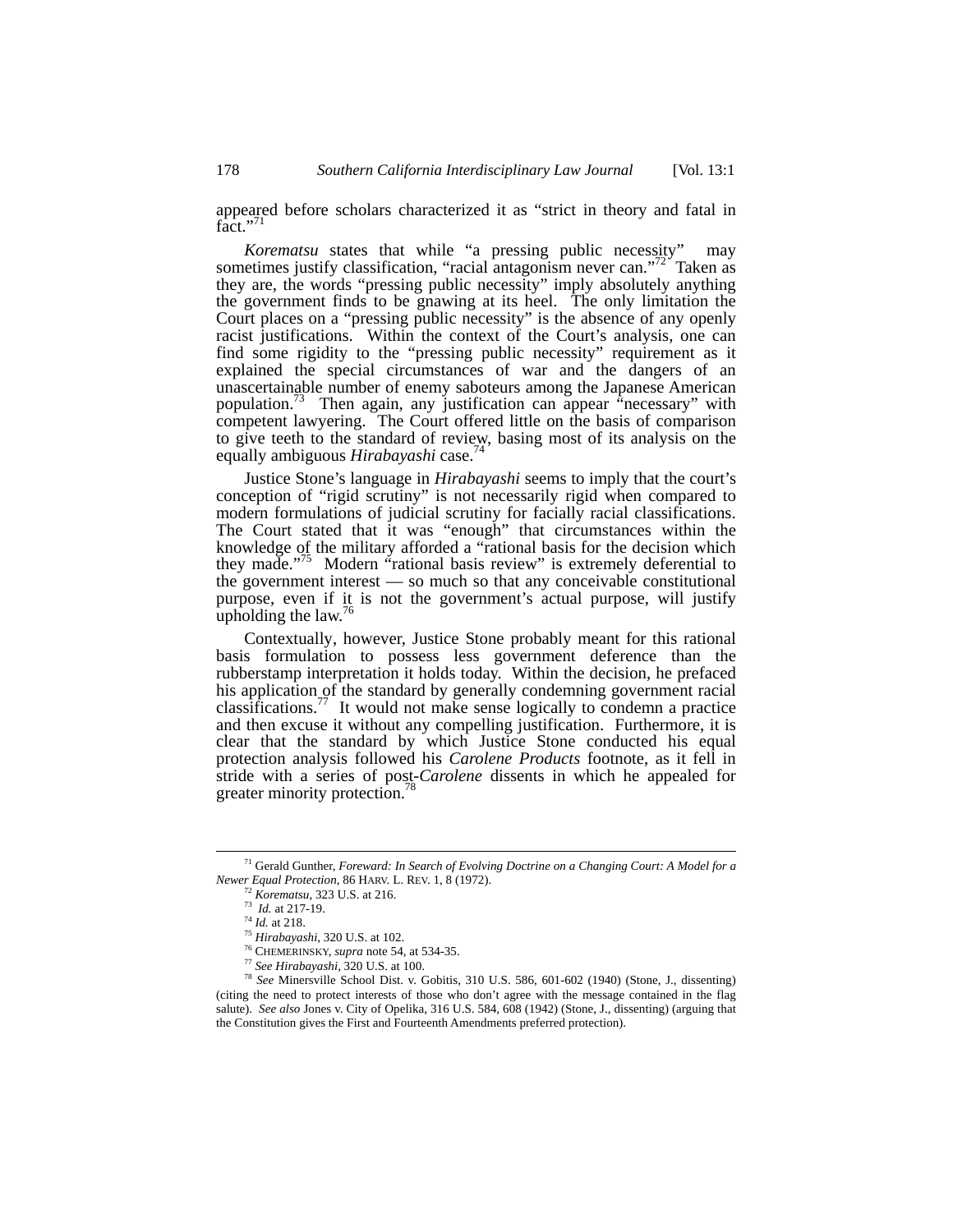appeared before scholars characterized it as "strict in theory and fatal in fact."[71]

*Korematsu* states that while "a pressing public necessity" may sometimes justify classification, "racial antagonism never can."[72] Taken as they are, the words "pressing public necessity" imply absolutely anything the government finds to be gnawing at its heel. The only limitation the Court places on a "pressing public necessity" is the absence of any openly racist justifications. Within the context of the Court's analysis, one can find some rigidity to the "pressing public necessity" requirement as it explained the special circumstances of war and the dangers of an unascertainable number of enemy saboteurs among the Japanese American population.[73] Then again, any justification can appear "necessary" with competent lawyering. The Court offered little on the basis of comparison to give teeth to the standard of review, basing most of its analysis on the equally ambiguous *Hirabayashi* case.[74]

Justice Stone's language in *Hirabayashi* seems to imply that the court's conception of "rigid scrutiny" is not necessarily rigid when compared to modern formulations of judicial scrutiny for facially racial classifications. The Court stated that it was "enough" that circumstances within the knowledge of the military afforded a "rational basis for the decision which they made."[75] Modern "rational basis review" is extremely deferential to the government interest — so much so that any conceivable constitutional purpose, even if it is not the government's actual purpose, will justify upholding the law.[76]

Contextually, however, Justice Stone probably meant for this rational basis formulation to possess less government deference than the rubberstamp interpretation it holds today. Within the decision, he prefaced his application of the standard by generally condemning government racial classifications.[77] It would not make sense logically to condemn a practice and then excuse it without any compelling justification. Furthermore, it is clear that the standard by which Justice Stone conducted his equal protection analysis followed his *Carolene Products* footnote, as it fell in stride with a series of post-*Carolene* dissents in which he appealed for greater minority protection.[78]

---

[71] Gerald Gunther, *Foreward: In Search of Evolving Doctrine on a Changing Court: A Model for a Newer Equal Protection*, 86 HARV. L. REV. 1, 8 (1972).

[72] *Korematsu*, 323 U.S. at 216.

[73] *Id.* at 217-19.

[74] *Id.* at 218.

[75] *Hirabayashi*, 320 U.S. at 102.

[76] CHEMERINSKY, *supra* note 54, at 534-35.

[77] *See Hirabayashi*, 320 U.S. at 100.

[78] *See* Minersville School Dist. v. Gobitis, 310 U.S. 586, 601-602 (1940) (Stone, J., dissenting) (citing the need to protect interests of those who don't agree with the message contained in the flag salute). *See also* Jones v. City of Opelika, 316 U.S. 584, 608 (1942) (Stone, J., dissenting) (arguing that the Constitution gives the First and Fourteenth Amendments preferred protection).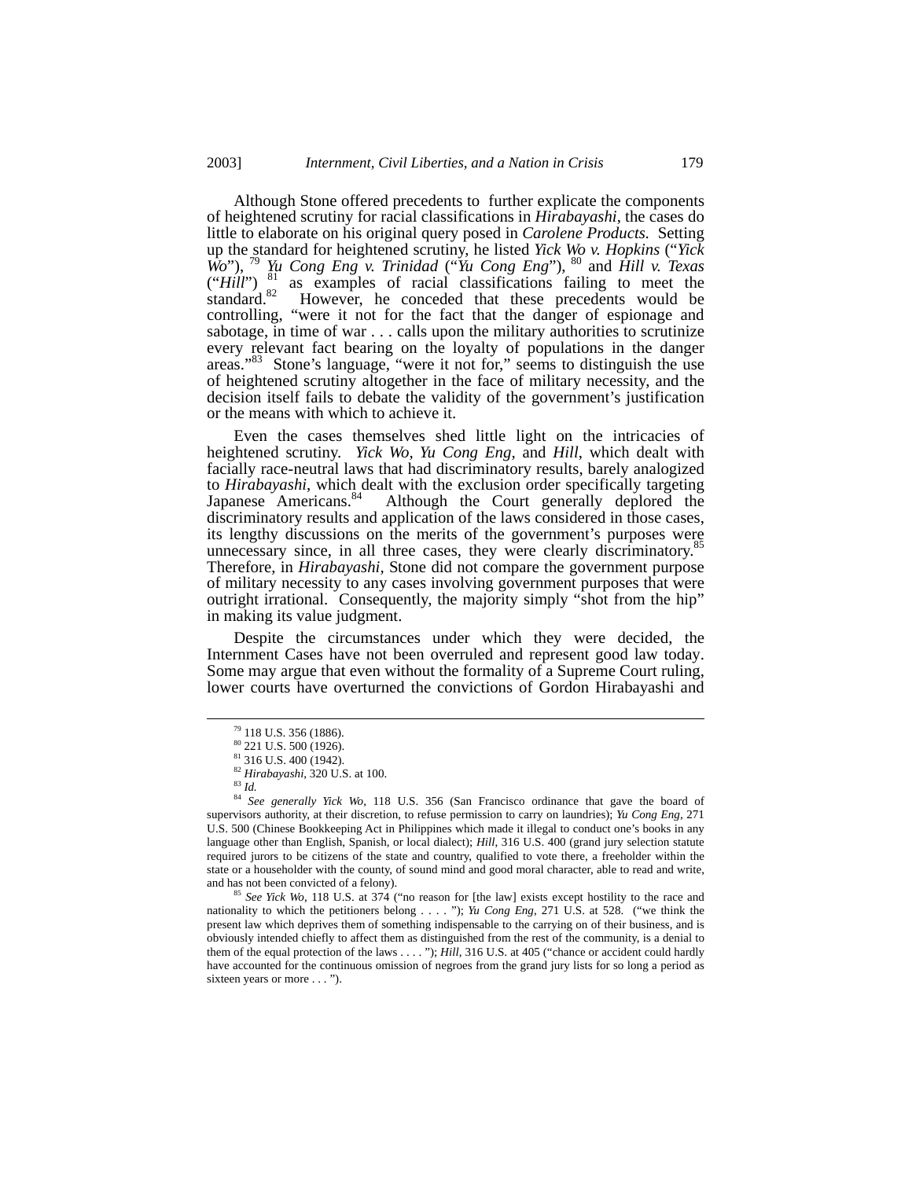Although Stone offered precedents to further explicate the components of heightened scrutiny for racial classifications in *Hirabayashi*, the cases do little to elaborate on his original query posed in *Carolene Products*. Setting up the standard for heightened scrutiny, he listed *Yick Wo v. Hopkins* ("*Yick Wo*"), [79] *Yu Cong Eng v. Trinidad* ("*Yu Cong Eng*"), [80] and *Hill v. Texas* ("*Hill*") [81] as examples of racial classifications failing to meet the standard.[82] However, he conceded that these precedents would be controlling, "were it not for the fact that the danger of espionage and sabotage, in time of war . . . calls upon the military authorities to scrutinize every relevant fact bearing on the loyalty of populations in the danger areas."[83] Stone's language, "were it not for," seems to distinguish the use of heightened scrutiny altogether in the face of military necessity, and the decision itself fails to debate the validity of the government's justification or the means with which to achieve it.

Even the cases themselves shed little light on the intricacies of heightened scrutiny. *Yick Wo, Yu Cong Eng,* and *Hill*, which dealt with facially race-neutral laws that had discriminatory results, barely analogized to *Hirabayashi*, which dealt with the exclusion order specifically targeting Japanese Americans.[84] Although the Court generally deplored the discriminatory results and application of the laws considered in those cases, its lengthy discussions on the merits of the government's purposes were unnecessary since, in all three cases, they were clearly discriminatory.[85] Therefore, in *Hirabayashi*, Stone did not compare the government purpose of military necessity to any cases involving government purposes that were outright irrational. Consequently, the majority simply "shot from the hip" in making its value judgment.

Despite the circumstances under which they were decided, the Internment Cases have not been overruled and represent good law today. Some may argue that even without the formality of a Supreme Court ruling, lower courts have overturned the convictions of Gordon Hirabayashi and

---

[79] 118 U.S. 356 (1886).

[80] 221 U.S. 500 (1926).

[81] 316 U.S. 400 (1942).

[82] *Hirabayashi*, 320 U.S. at 100.

[83] *Id.*

[84] *See generally Yick Wo*, 118 U.S. 356 (San Francisco ordinance that gave the board of supervisors authority, at their discretion, to refuse permission to carry on laundries); *Yu Cong Eng*, 271 U.S. 500 (Chinese Bookkeeping Act in Philippines which made it illegal to conduct one's books in any language other than English, Spanish, or local dialect); *Hill*, 316 U.S. 400 (grand jury selection statute required jurors to be citizens of the state and country, qualified to vote there, a freeholder within the state or a householder with the county, of sound mind and good moral character, able to read and write, and has not been convicted of a felony).

[85] *See Yick Wo*, 118 U.S. at 374 ("no reason for [the law] exists except hostility to the race and nationality to which the petitioners belong . . . . "); *Yu Cong Eng*, 271 U.S. at 528. ("we think the present law which deprives them of something indispensable to the carrying on of their business, and is obviously intended chiefly to affect them as distinguished from the rest of the community, is a denial to them of the equal protection of the laws . . . . "); *Hill*, 316 U.S. at 405 ("chance or accident could hardly have accounted for the continuous omission of negroes from the grand jury lists for so long a period as sixteen years or more . . . ").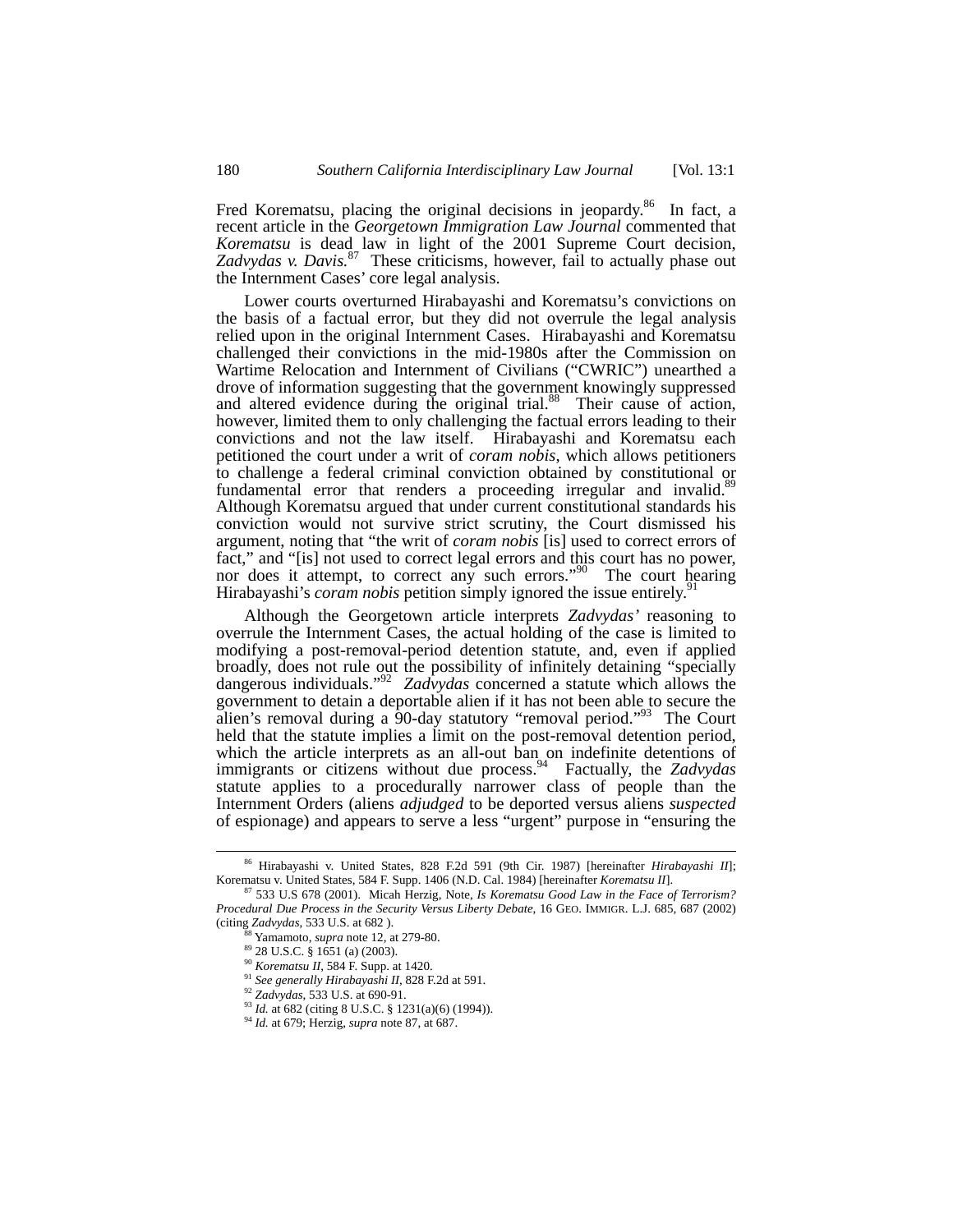Fred Korematsu, placing the original decisions in jeopardy.[86] In fact, a recent article in the *Georgetown Immigration Law Journal* commented that *Korematsu* is dead law in light of the 2001 Supreme Court decision, *Zadvydas v. Davis.*[87] These criticisms, however, fail to actually phase out the Internment Cases' core legal analysis.

Lower courts overturned Hirabayashi and Korematsu's convictions on the basis of a factual error, but they did not overrule the legal analysis relied upon in the original Internment Cases. Hirabayashi and Korematsu challenged their convictions in the mid-1980s after the Commission on Wartime Relocation and Internment of Civilians ("CWRIC") unearthed a drove of information suggesting that the government knowingly suppressed and altered evidence during the original trial.[88] Their cause of action, however, limited them to only challenging the factual errors leading to their convictions and not the law itself. Hirabayashi and Korematsu each petitioned the court under a writ of *coram nobis*, which allows petitioners to challenge a federal criminal conviction obtained by constitutional or fundamental error that renders a proceeding irregular and invalid.[89] Although Korematsu argued that under current constitutional standards his conviction would not survive strict scrutiny, the Court dismissed his argument, noting that "the writ of *coram nobis* [is] used to correct errors of fact," and "[is] not used to correct legal errors and this court has no power, nor does it attempt, to correct any such errors."[90] The court hearing Hirabayashi's *coram nobis* petition simply ignored the issue entirely.[91]

Although the Georgetown article interprets *Zadvydas'* reasoning to overrule the Internment Cases, the actual holding of the case is limited to modifying a post-removal-period detention statute, and, even if applied broadly, does not rule out the possibility of infinitely detaining "specially dangerous individuals."[92] *Zadvydas* concerned a statute which allows the government to detain a deportable alien if it has not been able to secure the alien's removal during a 90-day statutory "removal period."[93] The Court held that the statute implies a limit on the post-removal detention period, which the article interprets as an all-out ban on indefinite detentions of immigrants or citizens without due process.[94] Factually, the *Zadvydas* statute applies to a procedurally narrower class of people than the Internment Orders (aliens *adjudged* to be deported versus aliens *suspected* of espionage) and appears to serve a less "urgent" purpose in "ensuring the

---

[86] Hirabayashi v. United States, 828 F.2d 591 (9th Cir. 1987) [hereinafter *Hirabayashi II*]; Korematsu v. United States, 584 F. Supp. 1406 (N.D. Cal. 1984) [hereinafter *Korematsu II*].

[87] 533 U.S 678 (2001). Micah Herzig, Note, *Is Korematsu Good Law in the Face of Terrorism? Procedural Due Process in the Security Versus Liberty Debate*, 16 GEO. IMMIGR. L.J. 685, 687 (2002) (citing *Zadvydas*, 533 U.S. at 682 ).

[88] Yamamoto, *supra* note 12, at 279-80.

[89] 28 U.S.C. § 1651 (a) (2003).

[90] *Korematsu II*, 584 F. Supp. at 1420.

[91] *See generally Hirabayashi II*, 828 F.2d at 591.

[92] *Zadvydas*, 533 U.S. at 690-91.

[93] *Id.* at 682 (citing 8 U.S.C. § 1231(a)(6) (1994)).

[94] *Id.* at 679; Herzig, *supra* note 87, at 687.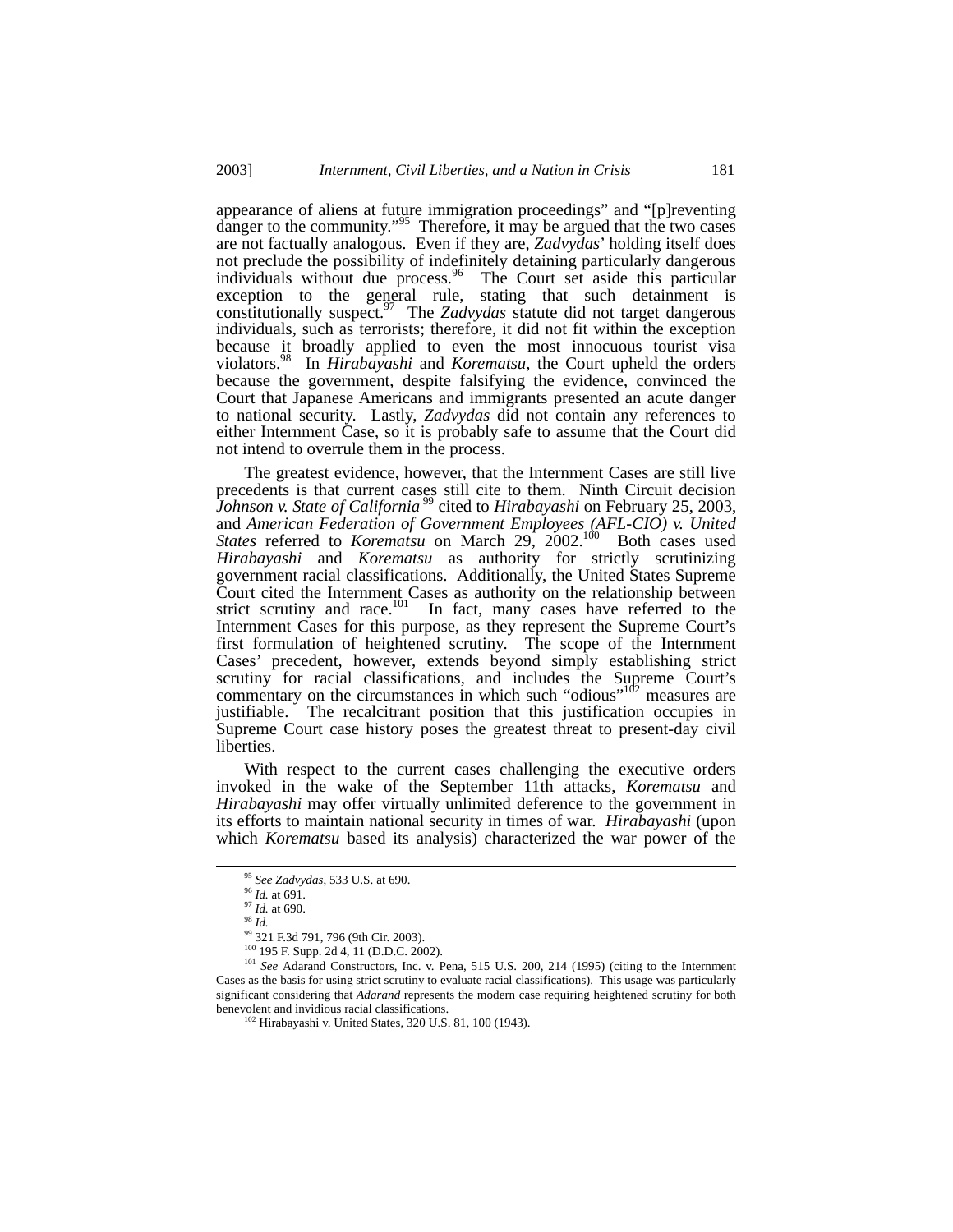appearance of aliens at future immigration proceedings" and "[p]reventing danger to the community."[95] Therefore, it may be argued that the two cases are not factually analogous. Even if they are, *Zadvydas*' holding itself does not preclude the possibility of indefinitely detaining particularly dangerous individuals without due process.[96] The Court set aside this particular exception to the general rule, stating that such detainment is constitutionally suspect.[97] The *Zadvydas* statute did not target dangerous individuals, such as terrorists; therefore, it did not fit within the exception because it broadly applied to even the most innocuous tourist visa violators.[98] In *Hirabayashi* and *Korematsu*, the Court upheld the orders because the government, despite falsifying the evidence, convinced the Court that Japanese Americans and immigrants presented an acute danger to national security. Lastly, *Zadvydas* did not contain any references to either Internment Case, so it is probably safe to assume that the Court did not intend to overrule them in the process.

The greatest evidence, however, that the Internment Cases are still live precedents is that current cases still cite to them. Ninth Circuit decision *Johnson v. State of California*[99] cited to *Hirabayashi* on February 25, 2003, and *American Federation of Government Employees (AFL-CIO) v. United States* referred to *Korematsu* on March 29, 2002.[100] Both cases used *Hirabayashi* and *Korematsu* as authority for strictly scrutinizing government racial classifications. Additionally, the United States Supreme Court cited the Internment Cases as authority on the relationship between strict scrutiny and race.[101] In fact, many cases have referred to the Internment Cases for this purpose, as they represent the Supreme Court's first formulation of heightened scrutiny. The scope of the Internment Cases' precedent, however, extends beyond simply establishing strict scrutiny for racial classifications, and includes the Supreme Court's commentary on the circumstances in which such "odious"[102] measures are justifiable. The recalcitrant position that this justification occupies in Supreme Court case history poses the greatest threat to present-day civil liberties.

With respect to the current cases challenging the executive orders invoked in the wake of the September 11th attacks, *Korematsu* and *Hirabayashi* may offer virtually unlimited deference to the government in its efforts to maintain national security in times of war. *Hirabayashi* (upon which *Korematsu* based its analysis) characterized the war power of the

---

[95] *See Zadvydas*, 533 U.S. at 690.

[96] *Id.* at 691.

[97] *Id.* at 690.

[98] *Id.*

[99] 321 F.3d 791, 796 (9th Cir. 2003).

[100] 195 F. Supp. 2d 4, 11 (D.D.C. 2002).

[101] *See* Adarand Constructors, Inc. v. Pena, 515 U.S. 200, 214 (1995) (citing to the Internment Cases as the basis for using strict scrutiny to evaluate racial classifications). This usage was particularly significant considering that *Adarand* represents the modern case requiring heightened scrutiny for both benevolent and invidious racial classifications.

[102] Hirabayashi v. United States, 320 U.S. 81, 100 (1943).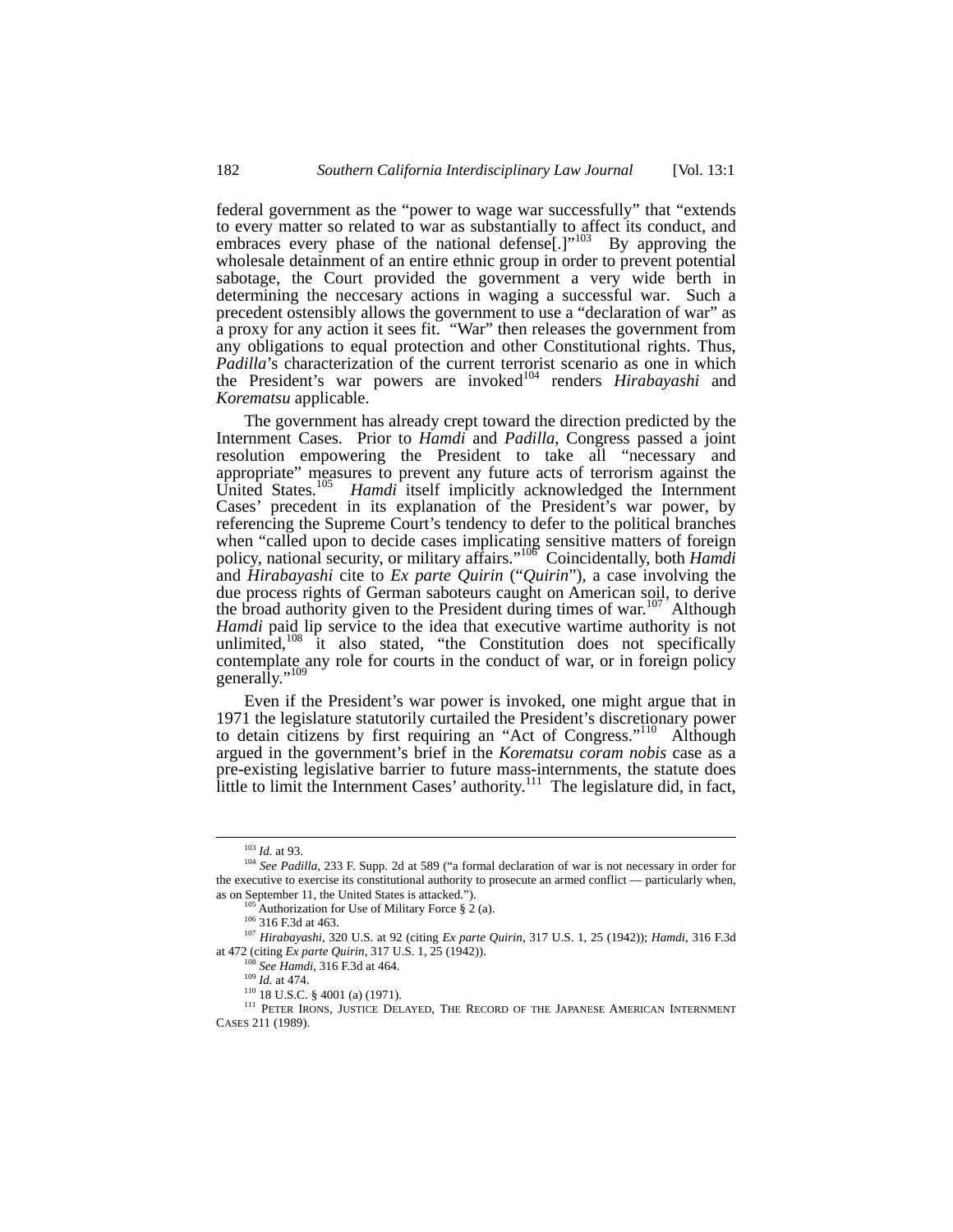federal government as the "power to wage war successfully" that "extends to every matter so related to war as substantially to affect its conduct, and embraces every phase of the national defense[.]"[103] By approving the wholesale detainment of an entire ethnic group in order to prevent potential sabotage, the Court provided the government a very wide berth in determining the neccesary actions in waging a successful war. Such a precedent ostensibly allows the government to use a "declaration of war" as a proxy for any action it sees fit. "War" then releases the government from any obligations to equal protection and other Constitutional rights. Thus, *Padilla*'s characterization of the current terrorist scenario as one in which the President's war powers are invoked[104] renders *Hirabayashi* and *Korematsu* applicable.

The government has already crept toward the direction predicted by the Internment Cases. Prior to *Hamdi* and *Padilla*, Congress passed a joint resolution empowering the President to take all "necessary and appropriate" measures to prevent any future acts of terrorism against the United States.[105] *Hamdi* itself implicitly acknowledged the Internment Cases' precedent in its explanation of the President's war power, by referencing the Supreme Court's tendency to defer to the political branches when "called upon to decide cases implicating sensitive matters of foreign policy, national security, or military affairs."[106] Coincidentally, both *Hamdi* and *Hirabayashi* cite to *Ex parte Quirin* ("*Quirin*"), a case involving the due process rights of German saboteurs caught on American soil, to derive the broad authority given to the President during times of war.[107] Although *Hamdi* paid lip service to the idea that executive wartime authority is not unlimited,[108] it also stated, "the Constitution does not specifically contemplate any role for courts in the conduct of war, or in foreign policy generally."[109]

Even if the President's war power is invoked, one might argue that in 1971 the legislature statutorily curtailed the President's discretionary power to detain citizens by first requiring an "Act of Congress."[110] Although argued in the government's brief in the *Korematsu coram nobis* case as a pre-existing legislative barrier to future mass-internments, the statute does little to limit the Internment Cases' authority.[111] The legislature did, in fact,

---

[103] *Id.* at 93.

[104] *See Padilla*, 233 F. Supp. 2d at 589 ("a formal declaration of war is not necessary in order for the executive to exercise its constitutional authority to prosecute an armed conflict — particularly when, as on September 11, the United States is attacked.").

[105] Authorization for Use of Military Force § 2 (a).

[106] 316 F.3d at 463.

[107] *Hirabayashi*, 320 U.S. at 92 (citing *Ex parte Quirin*, 317 U.S. 1, 25 (1942)); *Hamdi*, 316 F.3d at 472 (citing *Ex parte Quirin*, 317 U.S. 1, 25 (1942)).

[108] *See Hamdi*, 316 F.3d at 464.

[109] *Id.* at 474.

[110] 18 U.S.C. § 4001 (a) (1971).

[111] PETER IRONS, JUSTICE DELAYED, THE RECORD OF THE JAPANESE AMERICAN INTERNMENT CASES 211 (1989).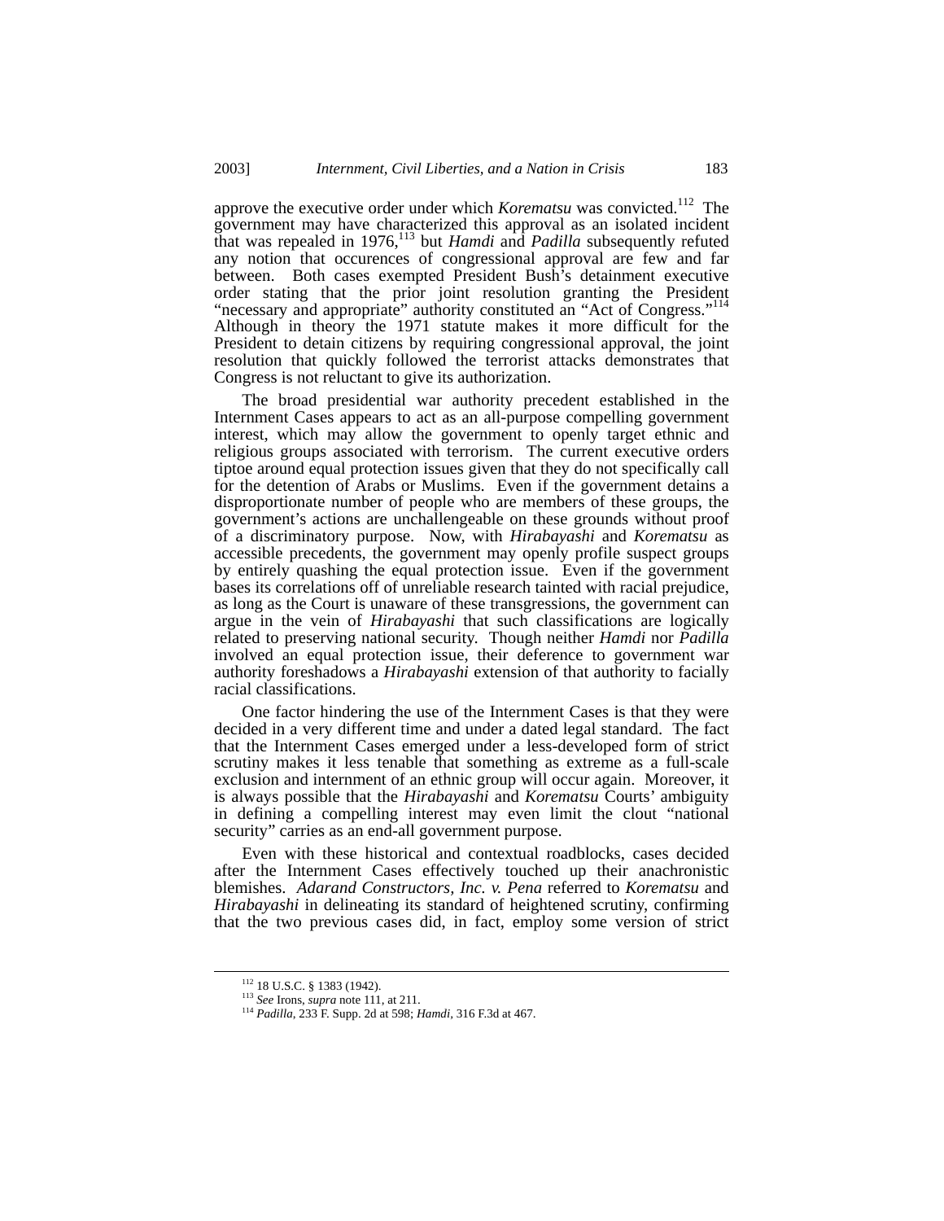approve the executive order under which *Korematsu* was convicted.[112] The government may have characterized this approval as an isolated incident that was repealed in 1976,[113] but *Hamdi* and *Padilla* subsequently refuted any notion that occurences of congressional approval are few and far between. Both cases exempted President Bush's detainment executive order stating that the prior joint resolution granting the President "necessary and appropriate" authority constituted an "Act of Congress."[114] Although in theory the 1971 statute makes it more difficult for the President to detain citizens by requiring congressional approval, the joint resolution that quickly followed the terrorist attacks demonstrates that Congress is not reluctant to give its authorization.

The broad presidential war authority precedent established in the Internment Cases appears to act as an all-purpose compelling government interest, which may allow the government to openly target ethnic and religious groups associated with terrorism. The current executive orders tiptoe around equal protection issues given that they do not specifically call for the detention of Arabs or Muslims. Even if the government detains a disproportionate number of people who are members of these groups, the government's actions are unchallengeable on these grounds without proof of a discriminatory purpose. Now, with *Hirabayashi* and *Korematsu* as accessible precedents, the government may openly profile suspect groups by entirely quashing the equal protection issue. Even if the government bases its correlations off of unreliable research tainted with racial prejudice, as long as the Court is unaware of these transgressions, the government can argue in the vein of *Hirabayashi* that such classifications are logically related to preserving national security. Though neither *Hamdi* nor *Padilla* involved an equal protection issue, their deference to government war authority foreshadows a *Hirabayashi* extension of that authority to facially racial classifications.

One factor hindering the use of the Internment Cases is that they were decided in a very different time and under a dated legal standard. The fact that the Internment Cases emerged under a less-developed form of strict scrutiny makes it less tenable that something as extreme as a full-scale exclusion and internment of an ethnic group will occur again. Moreover, it is always possible that the *Hirabayashi* and *Korematsu* Courts' ambiguity in defining a compelling interest may even limit the clout "national security" carries as an end-all government purpose.

Even with these historical and contextual roadblocks, cases decided after the Internment Cases effectively touched up their anachronistic blemishes. *Adarand Constructors, Inc. v. Pena* referred to *Korematsu* and *Hirabayashi* in delineating its standard of heightened scrutiny, confirming that the two previous cases did, in fact, employ some version of strict

---

[112] 18 U.S.C. § 1383 (1942).

[113] *See* Irons, *supra* note 111, at 211.

[114] *Padilla*, 233 F. Supp. 2d at 598; *Hamdi*, 316 F.3d at 467.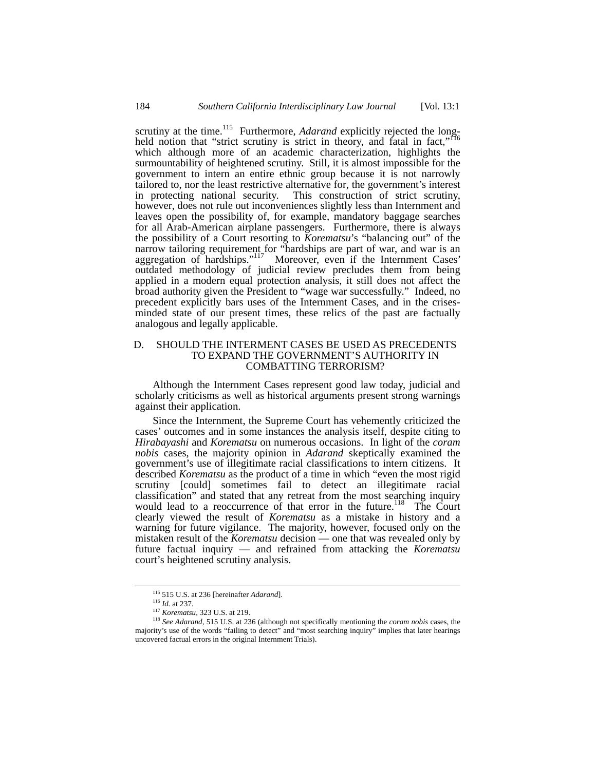scrutiny at the time.[115] Furthermore, *Adarand* explicitly rejected the long-held notion that "strict scrutiny is strict in theory, and fatal in fact,"[116] which although more of an academic characterization, highlights the surmountability of heightened scrutiny. Still, it is almost impossible for the government to intern an entire ethnic group because it is not narrowly tailored to, nor the least restrictive alternative for, the government's interest in protecting national security. This construction of strict scrutiny, however, does not rule out inconveniences slightly less than Internment and leaves open the possibility of, for example, mandatory baggage searches for all Arab-American airplane passengers. Furthermore, there is always the possibility of a Court resorting to *Korematsu*'s "balancing out" of the narrow tailoring requirement for "hardships are part of war, and war is an aggregation of hardships."[117] Moreover, even if the Internment Cases' outdated methodology of judicial review precludes them from being applied in a modern equal protection analysis, it still does not affect the broad authority given the President to "wage war successfully." Indeed, no precedent explicitly bars uses of the Internment Cases, and in the crises-minded state of our present times, these relics of the past are factually analogous and legally applicable.

## D. SHOULD THE INTERMENT CASES BE USED AS PRECEDENTS TO EXPAND THE GOVERNMENT'S AUTHORITY IN COMBATTING TERRORISM?

Although the Internment Cases represent good law today, judicial and scholarly criticisms as well as historical arguments present strong warnings against their application.

Since the Internment, the Supreme Court has vehemently criticized the cases' outcomes and in some instances the analysis itself, despite citing to *Hirabayashi* and *Korematsu* on numerous occasions. In light of the *coram nobis* cases, the majority opinion in *Adarand* skeptically examined the government's use of illegitimate racial classifications to intern citizens. It described *Korematsu* as the product of a time in which "even the most rigid scrutiny [could] sometimes fail to detect an illegitimate racial classification" and stated that any retreat from the most searching inquiry would lead to a reoccurrence of that error in the future.[118] The Court clearly viewed the result of *Korematsu* as a mistake in history and a warning for future vigilance. The majority, however, focused only on the mistaken result of the *Korematsu* decision — one that was revealed only by future factual inquiry — and refrained from attacking the *Korematsu* court's heightened scrutiny analysis.

---

[115] 515 U.S. at 236 [hereinafter *Adarand*].

[116] *Id.* at 237.

[117] *Korematsu*, 323 U.S. at 219.

[118] *See Adarand*, 515 U.S. at 236 (although not specifically mentioning the *coram nobis* cases, the majority's use of the words "failing to detect" and "most searching inquiry" implies that later hearings uncovered factual errors in the original Internment Trials).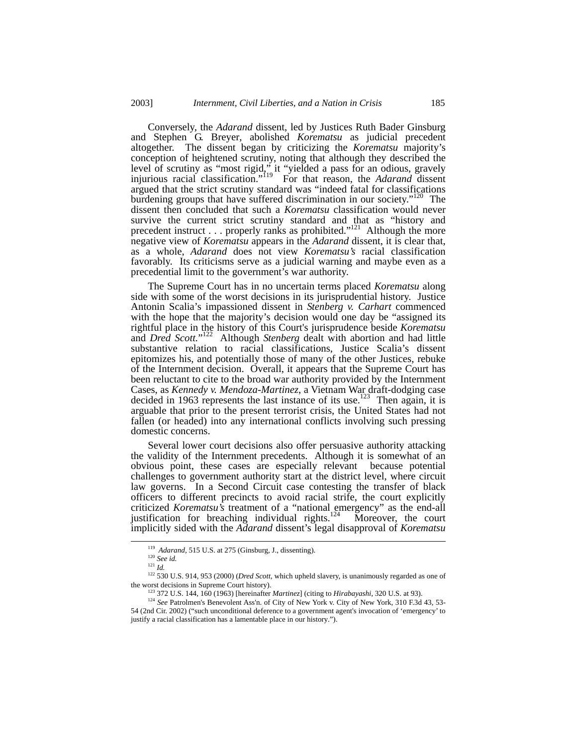Conversely, the *Adarand* dissent, led by Justices Ruth Bader Ginsburg and Stephen G. Breyer, abolished *Korematsu* as judicial precedent altogether. The dissent began by criticizing the *Korematsu* majority's conception of heightened scrutiny, noting that although they described the level of scrutiny as "most rigid," it "yielded a pass for an odious, gravely injurious racial classification."[119] For that reason, the *Adarand* dissent argued that the strict scrutiny standard was "indeed fatal for classifications burdening groups that have suffered discrimination in our society."[120] The dissent then concluded that such a *Korematsu* classification would never survive the current strict scrutiny standard and that as "history and precedent instruct . . . properly ranks as prohibited."[121] Although the more negative view of *Korematsu* appears in the *Adarand* dissent, it is clear that, as a whole, *Adarand* does not view *Korematsu's* racial classification favorably. Its criticisms serve as a judicial warning and maybe even as a precedential limit to the government's war authority.

The Supreme Court has in no uncertain terms placed *Korematsu* along side with some of the worst decisions in its jurisprudential history. Justice Antonin Scalia's impassioned dissent in *Stenberg v. Carhart* commenced with the hope that the majority's decision would one day be "assigned its rightful place in the history of this Court's jurisprudence beside *Korematsu* and *Dred Scott*."[122] Although *Stenberg* dealt with abortion and had little substantive relation to racial classifications, Justice Scalia's dissent epitomizes his, and potentially those of many of the other Justices, rebuke of the Internment decision. Overall, it appears that the Supreme Court has been reluctant to cite to the broad war authority provided by the Internment Cases, as *Kennedy v. Mendoza-Martinez*, a Vietnam War draft-dodging case decided in 1963 represents the last instance of its use.[123] Then again, it is arguable that prior to the present terrorist crisis, the United States had not fallen (or headed) into any international conflicts involving such pressing domestic concerns.

Several lower court decisions also offer persuasive authority attacking the validity of the Internment precedents. Although it is somewhat of an obvious point, these cases are especially relevant because potential challenges to government authority start at the district level, where circuit law governs. In a Second Circuit case contesting the transfer of black officers to different precincts to avoid racial strife, the court explicitly criticized *Korematsu's* treatment of a "national emergency" as the end-all justification for breaching individual rights.[124] Moreover, the court implicitly sided with the *Adarand* dissent's legal disapproval of *Korematsu*

---

[119] *Adarand*, 515 U.S. at 275 (Ginsburg, J., dissenting).

[120] *See id.*

[121] *Id.*

[122] 530 U.S. 914, 953 (2000) (*Dred Scott*, which upheld slavery, is unanimously regarded as one of the worst decisions in Supreme Court history).

[123] 372 U.S. 144, 160 (1963) [hereinafter *Martinez*] (citing to *Hirabayashi*, 320 U.S. at 93).

[124] *See* Patrolmen's Benevolent Ass'n. of City of New York v. City of New York, 310 F.3d 43, 53-54 (2nd Cir. 2002) ("such unconditional deference to a government agent's invocation of 'emergency' to justify a racial classification has a lamentable place in our history.").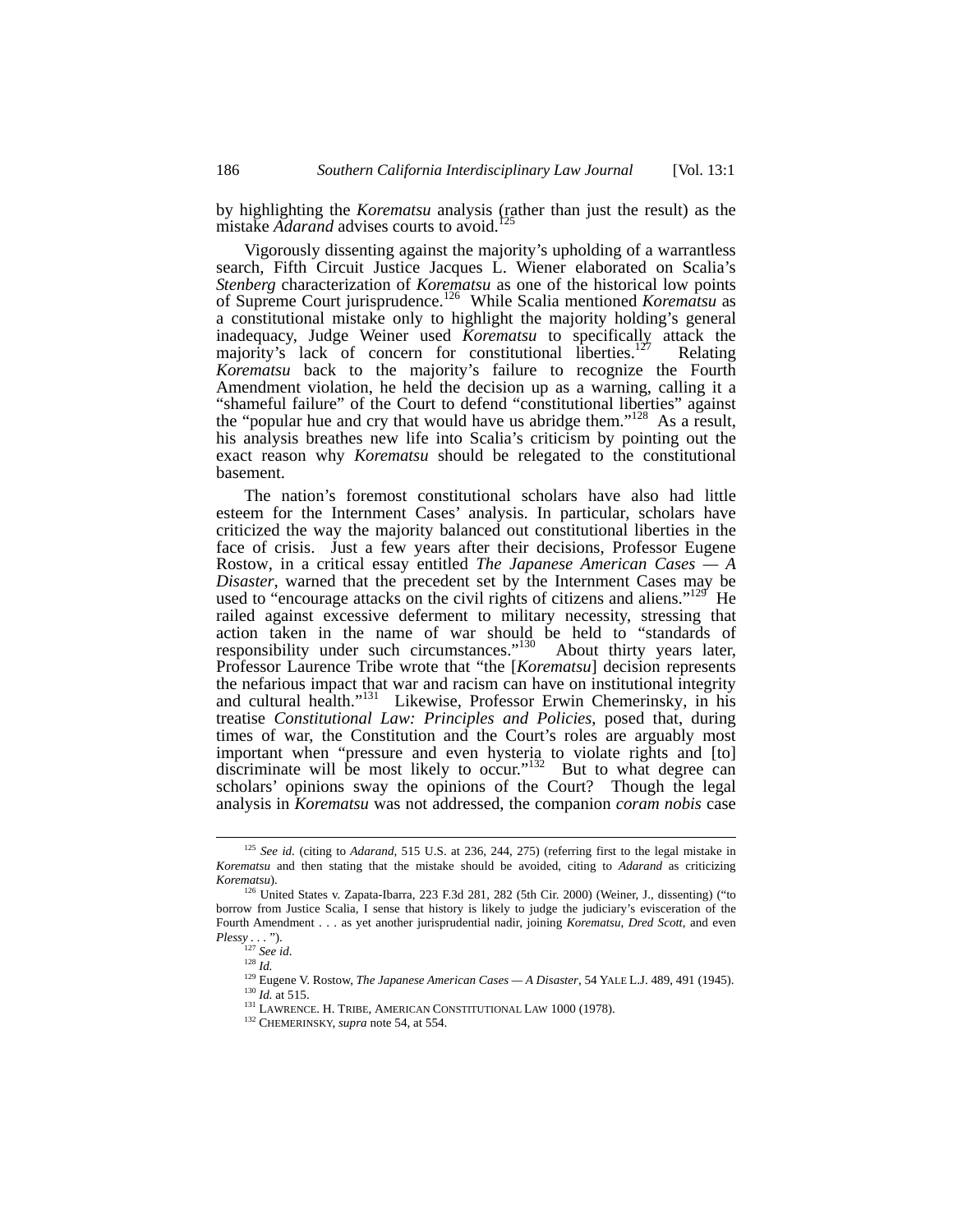by highlighting the *Korematsu* analysis (rather than just the result) as the mistake *Adarand* advises courts to avoid.[125]

Vigorously dissenting against the majority's upholding of a warrantless search, Fifth Circuit Justice Jacques L. Wiener elaborated on Scalia's *Stenberg* characterization of *Korematsu* as one of the historical low points of Supreme Court jurisprudence.[126] While Scalia mentioned *Korematsu* as a constitutional mistake only to highlight the majority holding's general inadequacy, Judge Weiner used *Korematsu* to specifically attack the majority's lack of concern for constitutional liberties.[127] Relating *Korematsu* back to the majority's failure to recognize the Fourth Amendment violation, he held the decision up as a warning, calling it a "shameful failure" of the Court to defend "constitutional liberties" against the "popular hue and cry that would have us abridge them."[128] As a result, his analysis breathes new life into Scalia's criticism by pointing out the exact reason why *Korematsu* should be relegated to the constitutional basement.

The nation's foremost constitutional scholars have also had little esteem for the Internment Cases' analysis. In particular, scholars have criticized the way the majority balanced out constitutional liberties in the face of crisis. Just a few years after their decisions, Professor Eugene Rostow, in a critical essay entitled *The Japanese American Cases — A Disaster*, warned that the precedent set by the Internment Cases may be used to "encourage attacks on the civil rights of citizens and aliens."[129] He railed against excessive deferment to military necessity, stressing that action taken in the name of war should be held to "standards of responsibility under such circumstances."[130] About thirty years later, Professor Laurence Tribe wrote that "the [*Korematsu*] decision represents the nefarious impact that war and racism can have on institutional integrity and cultural health."[131] Likewise, Professor Erwin Chemerinsky, in his treatise *Constitutional Law: Principles and Policies*, posed that, during times of war, the Constitution and the Court's roles are arguably most important when "pressure and even hysteria to violate rights and [to] discriminate will be most likely to occur."[132] But to what degree can scholars' opinions sway the opinions of the Court? Though the legal analysis in *Korematsu* was not addressed, the companion *coram nobis* case

---

[125] *See id.* (citing to *Adarand*, 515 U.S. at 236, 244, 275) (referring first to the legal mistake in *Korematsu* and then stating that the mistake should be avoided, citing to *Adarand* as criticizing *Korematsu*).

[126] United States v. Zapata-Ibarra, 223 F.3d 281, 282 (5th Cir. 2000) (Weiner, J., dissenting) ("to borrow from Justice Scalia, I sense that history is likely to judge the judiciary's evisceration of the Fourth Amendment . . . as yet another jurisprudential nadir, joining *Korematsu*, *Dred Scott*, and even *Plessy* . . . ").

[127] *See id.*

[128] *Id.*

[129] Eugene V. Rostow, *The Japanese American Cases — A Disaster*, 54 YALE L.J. 489, 491 (1945).

[130] *Id.* at 515.

[131] LAWRENCE. H. TRIBE, AMERICAN CONSTITUTIONAL LAW 1000 (1978).

[132] CHEMERINSKY, *supra* note 54, at 554.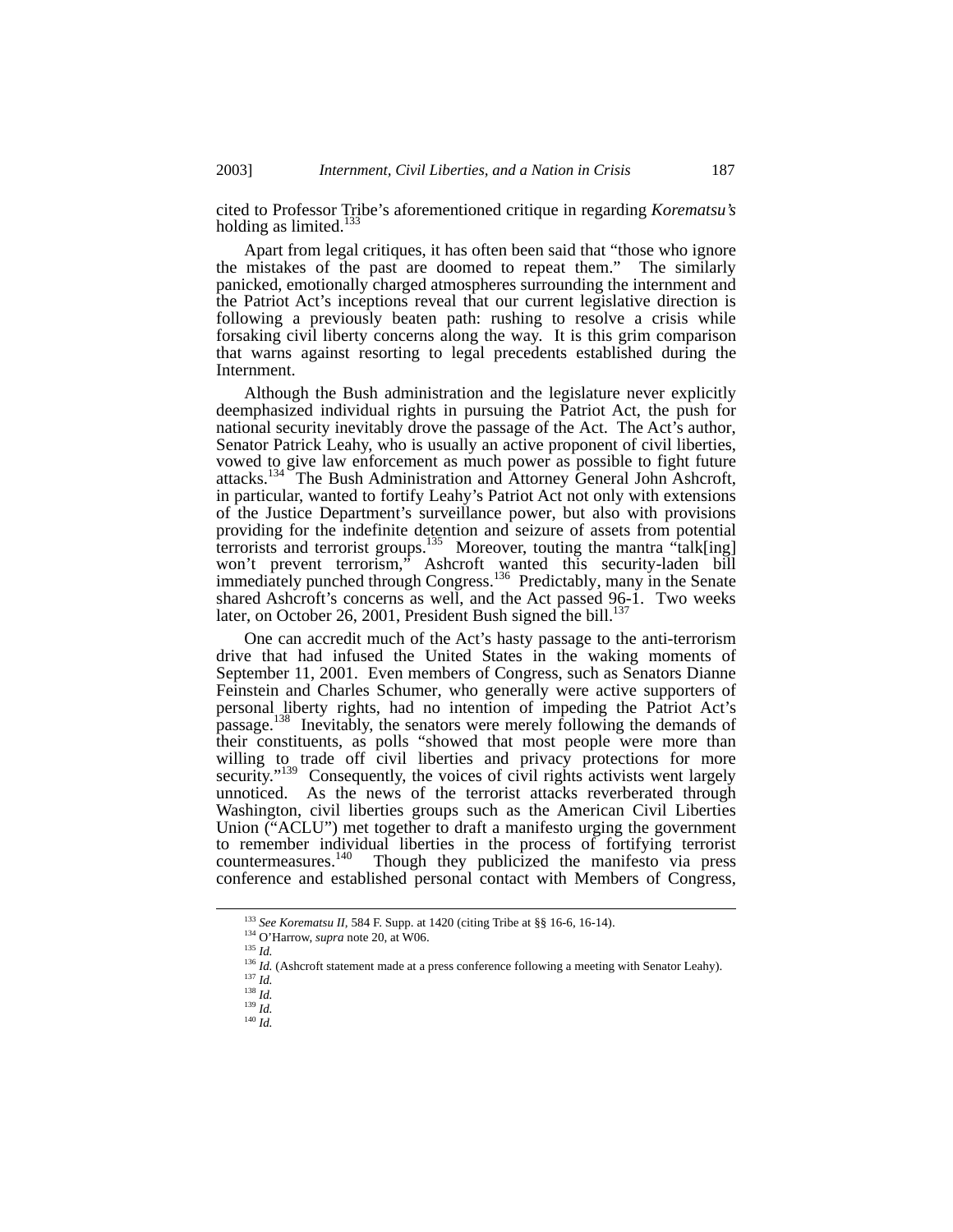cited to Professor Tribe's aforementioned critique in regarding *Korematsu's* holding as limited.[133]

Apart from legal critiques, it has often been said that "those who ignore the mistakes of the past are doomed to repeat them." The similarly panicked, emotionally charged atmospheres surrounding the internment and the Patriot Act's inceptions reveal that our current legislative direction is following a previously beaten path: rushing to resolve a crisis while forsaking civil liberty concerns along the way. It is this grim comparison that warns against resorting to legal precedents established during the Internment.

Although the Bush administration and the legislature never explicitly deemphasized individual rights in pursuing the Patriot Act, the push for national security inevitably drove the passage of the Act. The Act's author, Senator Patrick Leahy, who is usually an active proponent of civil liberties, vowed to give law enforcement as much power as possible to fight future attacks.[134] The Bush Administration and Attorney General John Ashcroft, in particular, wanted to fortify Leahy's Patriot Act not only with extensions of the Justice Department's surveillance power, but also with provisions providing for the indefinite detention and seizure of assets from potential terrorists and terrorist groups.[135] Moreover, touting the mantra "talk[ing] won't prevent terrorism," Ashcroft wanted this security-laden bill immediately punched through Congress.[136] Predictably, many in the Senate shared Ashcroft's concerns as well, and the Act passed 96-1. Two weeks later, on October 26, 2001, President Bush signed the bill.[137]

One can accredit much of the Act's hasty passage to the anti-terrorism drive that had infused the United States in the waking moments of September 11, 2001. Even members of Congress, such as Senators Dianne Feinstein and Charles Schumer, who generally were active supporters of personal liberty rights, had no intention of impeding the Patriot Act's passage.[138] Inevitably, the senators were merely following the demands of their constituents, as polls "showed that most people were more than willing to trade off civil liberties and privacy protections for more security."[139] Consequently, the voices of civil rights activists went largely unnoticed. As the news of the terrorist attacks reverberated through Washington, civil liberties groups such as the American Civil Liberties Union ("ACLU") met together to draft a manifesto urging the government to remember individual liberties in the process of fortifying terrorist countermeasures.[140] Though they publicized the manifesto via press conference and established personal contact with Members of Congress,

---

[133] *See Korematsu II*, 584 F. Supp. at 1420 (citing Tribe at §§ 16-6, 16-14).

[134] O'Harrow, *supra* note 20, at W06.

[135] *Id.*

[136] *Id.* (Ashcroft statement made at a press conference following a meeting with Senator Leahy).

[137] *Id.*

[138] *Id.*

[139] *Id.*

[140] *Id.*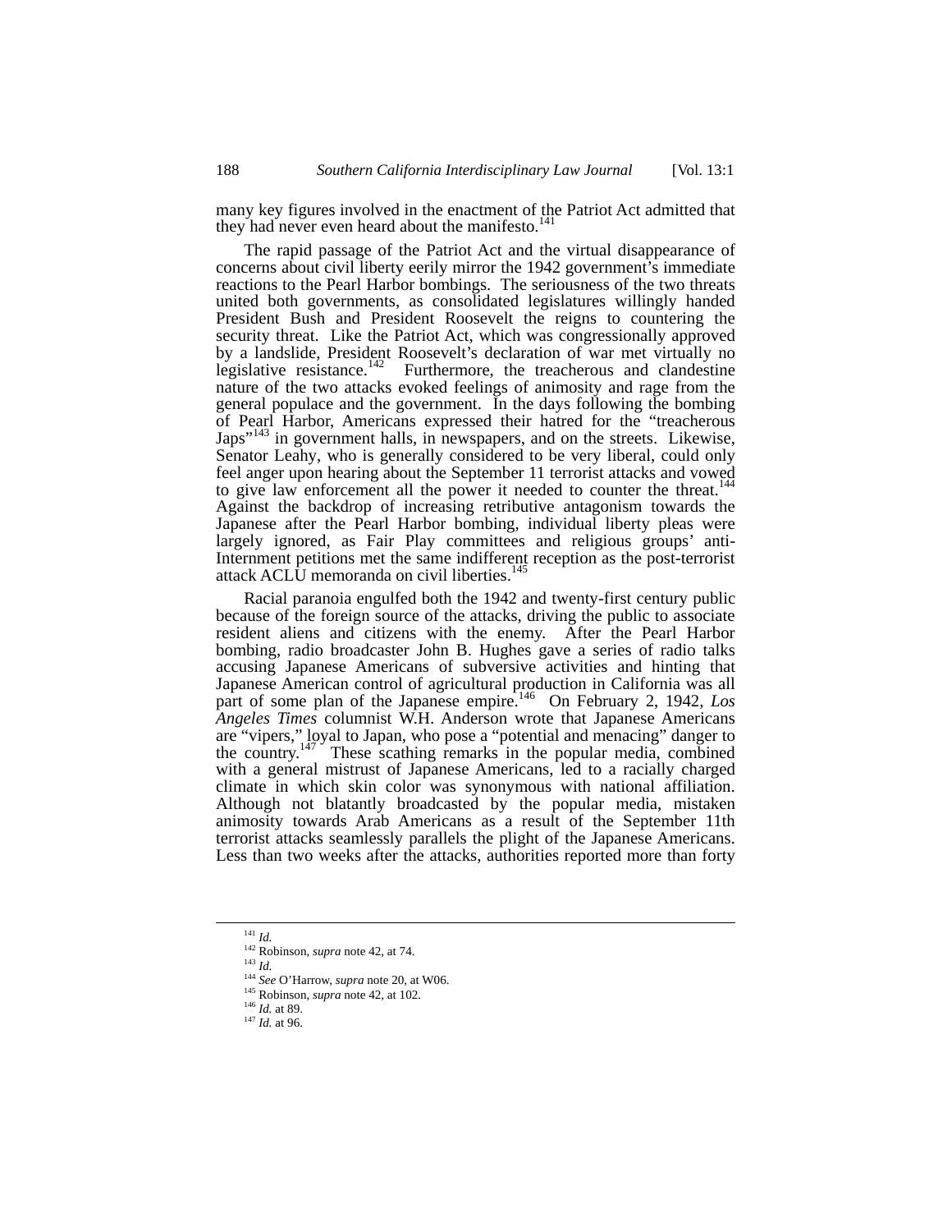many key figures involved in the enactment of the Patriot Act admitted that they had never even heard about the manifesto.[141]

The rapid passage of the Patriot Act and the virtual disappearance of concerns about civil liberty eerily mirror the 1942 government's immediate reactions to the Pearl Harbor bombings. The seriousness of the two threats united both governments, as consolidated legislatures willingly handed President Bush and President Roosevelt the reigns to countering the security threat. Like the Patriot Act, which was congressionally approved by a landslide, President Roosevelt's declaration of war met virtually no legislative resistance.[142] Furthermore, the treacherous and clandestine nature of the two attacks evoked feelings of animosity and rage from the general populace and the government. In the days following the bombing of Pearl Harbor, Americans expressed their hatred for the "treacherous Japs"[143] in government halls, in newspapers, and on the streets. Likewise, Senator Leahy, who is generally considered to be very liberal, could only feel anger upon hearing about the September 11 terrorist attacks and vowed to give law enforcement all the power it needed to counter the threat.[144] Against the backdrop of increasing retributive antagonism towards the Japanese after the Pearl Harbor bombing, individual liberty pleas were largely ignored, as Fair Play committees and religious groups' anti-Internment petitions met the same indifferent reception as the post-terrorist attack ACLU memoranda on civil liberties.[145]

Racial paranoia engulfed both the 1942 and twenty-first century public because of the foreign source of the attacks, driving the public to associate resident aliens and citizens with the enemy. After the Pearl Harbor bombing, radio broadcaster John B. Hughes gave a series of radio talks accusing Japanese Americans of subversive activities and hinting that Japanese American control of agricultural production in California was all part of some plan of the Japanese empire.[146] On February 2, 1942, *Los Angeles Times* columnist W.H. Anderson wrote that Japanese Americans are "vipers," loyal to Japan, who pose a "potential and menacing" danger to the country.[147] These scathing remarks in the popular media, combined with a general mistrust of Japanese Americans, led to a racially charged climate in which skin color was synonymous with national affiliation. Although not blatantly broadcasted by the popular media, mistaken animosity towards Arab Americans as a result of the September 11th terrorist attacks seamlessly parallels the plight of the Japanese Americans. Less than two weeks after the attacks, authorities reported more than forty

---

[141] *Id.*

[142] Robinson, *supra* note 42, at 74.

[143] *Id.*

[144] *See* O'Harrow, *supra* note 20, at W06.

[145] Robinson, *supra* note 42, at 102.

[146] *Id.* at 89.

[147] *Id.* at 96.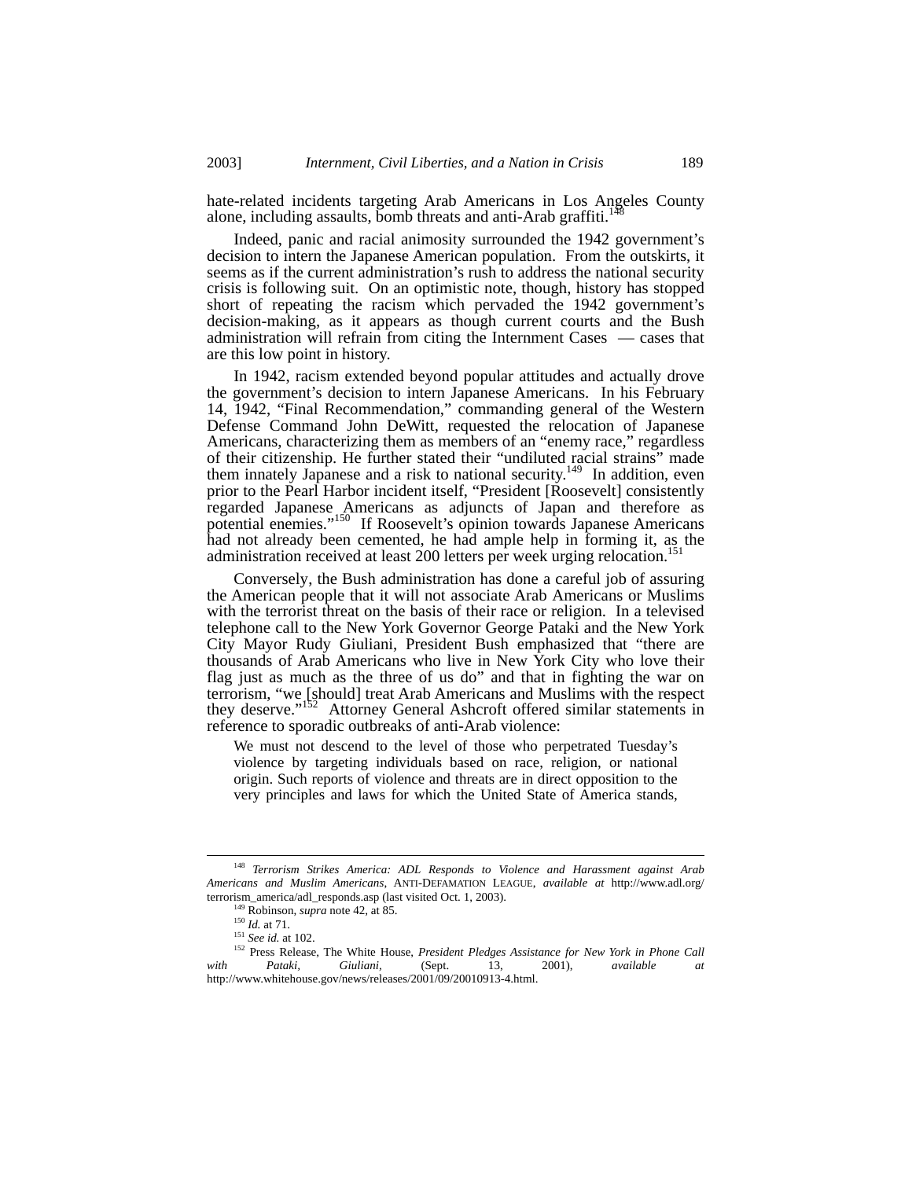hate-related incidents targeting Arab Americans in Los Angeles County alone, including assaults, bomb threats and anti-Arab graffiti.[148]

Indeed, panic and racial animosity surrounded the 1942 government's decision to intern the Japanese American population. From the outskirts, it seems as if the current administration's rush to address the national security crisis is following suit. On an optimistic note, though, history has stopped short of repeating the racism which pervaded the 1942 government's decision-making, as it appears as though current courts and the Bush administration will refrain from citing the Internment Cases — cases that are this low point in history.

In 1942, racism extended beyond popular attitudes and actually drove the government's decision to intern Japanese Americans. In his February 14, 1942, "Final Recommendation," commanding general of the Western Defense Command John DeWitt, requested the relocation of Japanese Americans, characterizing them as members of an "enemy race," regardless of their citizenship. He further stated their "undiluted racial strains" made them innately Japanese and a risk to national security.[149] In addition, even prior to the Pearl Harbor incident itself, "President [Roosevelt] consistently regarded Japanese Americans as adjuncts of Japan and therefore as potential enemies."[150] If Roosevelt's opinion towards Japanese Americans had not already been cemented, he had ample help in forming it, as the administration received at least 200 letters per week urging relocation.[151]

Conversely, the Bush administration has done a careful job of assuring the American people that it will not associate Arab Americans or Muslims with the terrorist threat on the basis of their race or religion. In a televised telephone call to the New York Governor George Pataki and the New York City Mayor Rudy Giuliani, President Bush emphasized that "there are thousands of Arab Americans who live in New York City who love their flag just as much as the three of us do" and that in fighting the war on terrorism, "we [should] treat Arab Americans and Muslims with the respect they deserve."[152] Attorney General Ashcroft offered similar statements in reference to sporadic outbreaks of anti-Arab violence:

> We must not descend to the level of those who perpetrated Tuesday's violence by targeting individuals based on race, religion, or national origin. Such reports of violence and threats are in direct opposition to the very principles and laws for which the United State of America stands,

---

[148] *Terrorism Strikes America: ADL Responds to Violence and Harassment against Arab Americans and Muslim Americans*, ANTI-DEFAMATION LEAGUE, *available at* http://www.adl.org/terrorism_america/adl_responds.asp (last visited Oct. 1, 2003).

[149] Robinson, *supra* note 42, at 85.

[150] *Id.* at 71.

[151] *See id.* at 102.

[152] Press Release, The White House, *President Pledges Assistance for New York in Phone Call with Pataki, Giuliani*, (Sept. 13, 2001), *available at* http://www.whitehouse.gov/news/releases/2001/09/20010913-4.html.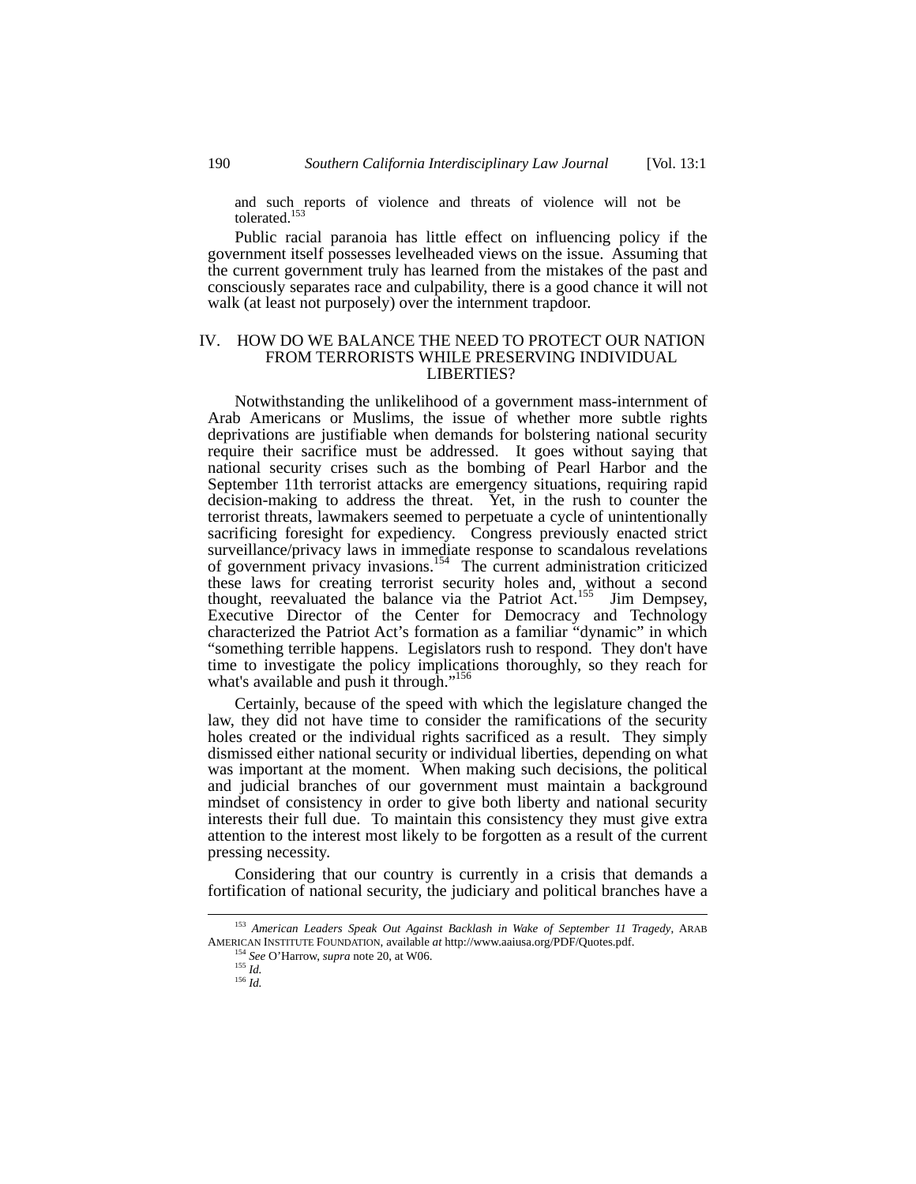and such reports of violence and threats of violence will not be tolerated.[153]

Public racial paranoia has little effect on influencing policy if the government itself possesses levelheaded views on the issue. Assuming that the current government truly has learned from the mistakes of the past and consciously separates race and culpability, there is a good chance it will not walk (at least not purposely) over the internment trapdoor.

## IV. HOW DO WE BALANCE THE NEED TO PROTECT OUR NATION FROM TERRORISTS WHILE PRESERVING INDIVIDUAL LIBERTIES?

Notwithstanding the unlikelihood of a government mass-internment of Arab Americans or Muslims, the issue of whether more subtle rights deprivations are justifiable when demands for bolstering national security require their sacrifice must be addressed. It goes without saying that national security crises such as the bombing of Pearl Harbor and the September 11th terrorist attacks are emergency situations, requiring rapid decision-making to address the threat. Yet, in the rush to counter the terrorist threats, lawmakers seemed to perpetuate a cycle of unintentionally sacrificing foresight for expediency. Congress previously enacted strict surveillance/privacy laws in immediate response to scandalous revelations of government privacy invasions.[154] The current administration criticized these laws for creating terrorist security holes and, without a second thought, reevaluated the balance via the Patriot Act.[155] Jim Dempsey, Executive Director of the Center for Democracy and Technology characterized the Patriot Act's formation as a familiar "dynamic" in which "something terrible happens. Legislators rush to respond. They don't have time to investigate the policy implications thoroughly, so they reach for what's available and push it through."[156]

Certainly, because of the speed with which the legislature changed the law, they did not have time to consider the ramifications of the security holes created or the individual rights sacrificed as a result. They simply dismissed either national security or individual liberties, depending on what was important at the moment. When making such decisions, the political and judicial branches of our government must maintain a background mindset of consistency in order to give both liberty and national security interests their full due. To maintain this consistency they must give extra attention to the interest most likely to be forgotten as a result of the current pressing necessity.

Considering that our country is currently in a crisis that demands a fortification of national security, the judiciary and political branches have a

---

[153] *American Leaders Speak Out Against Backlash in Wake of September 11 Tragedy*, ARAB AMERICAN INSTITUTE FOUNDATION, available *at* http://www.aaiusa.org/PDF/Quotes.pdf.

[154] *See* O'Harrow, *supra* note 20, at W06.

[155] *Id.*

[156] *Id.*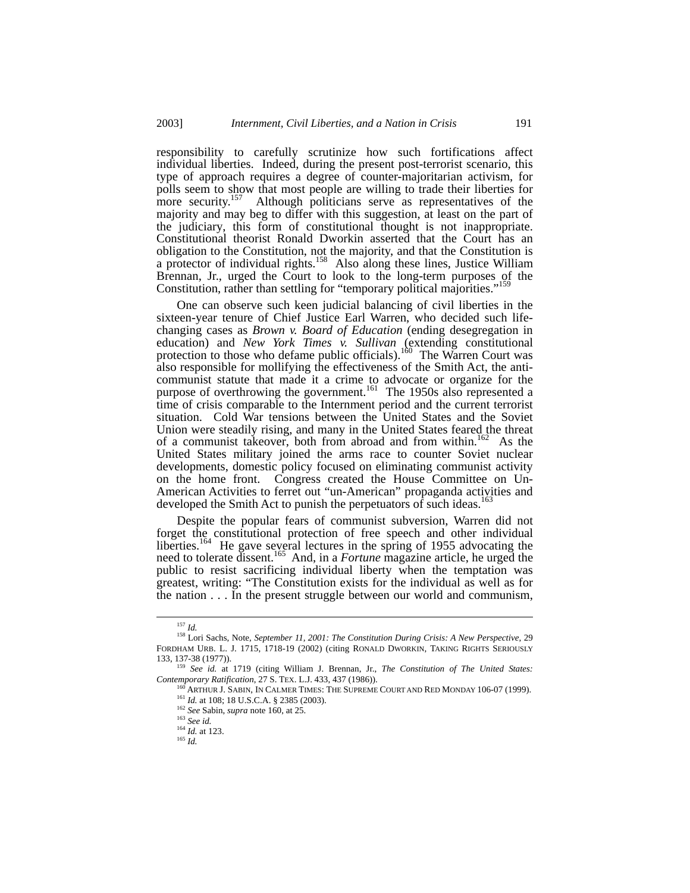responsibility to carefully scrutinize how such fortifications affect individual liberties. Indeed, during the present post-terrorist scenario, this type of approach requires a degree of counter-majoritarian activism, for polls seem to show that most people are willing to trade their liberties for more security.[157] Although politicians serve as representatives of the majority and may beg to differ with this suggestion, at least on the part of the judiciary, this form of constitutional thought is not inappropriate. Constitutional theorist Ronald Dworkin asserted that the Court has an obligation to the Constitution, not the majority, and that the Constitution is a protector of individual rights.[158] Also along these lines, Justice William Brennan, Jr., urged the Court to look to the long-term purposes of the Constitution, rather than settling for "temporary political majorities."[159]

One can observe such keen judicial balancing of civil liberties in the sixteen-year tenure of Chief Justice Earl Warren, who decided such life-changing cases as *Brown v. Board of Education* (ending desegregation in education) and *New York Times v. Sullivan* (extending constitutional protection to those who defame public officials).[160] The Warren Court was also responsible for mollifying the effectiveness of the Smith Act, the anti-communist statute that made it a crime to advocate or organize for the purpose of overthrowing the government.[161] The 1950s also represented a time of crisis comparable to the Internment period and the current terrorist situation. Cold War tensions between the United States and the Soviet Union were steadily rising, and many in the United States feared the threat of a communist takeover, both from abroad and from within.[162] As the United States military joined the arms race to counter Soviet nuclear developments, domestic policy focused on eliminating communist activity on the home front. Congress created the House Committee on Un-American Activities to ferret out "un-American" propaganda activities and developed the Smith Act to punish the perpetuators of such ideas.[163]

Despite the popular fears of communist subversion, Warren did not forget the constitutional protection of free speech and other individual liberties.[164] He gave several lectures in the spring of 1955 advocating the need to tolerate dissent.[165] And, in a *Fortune* magazine article, he urged the public to resist sacrificing individual liberty when the temptation was greatest, writing: "The Constitution exists for the individual as well as for the nation . . . In the present struggle between our world and communism,

---

[157] *Id.*

[158] Lori Sachs, Note, *September 11, 2001: The Constitution During Crisis: A New Perspective*, 29 FORDHAM URB. L. J. 1715, 1718-19 (2002) (citing RONALD DWORKIN, TAKING RIGHTS SERIOUSLY 133, 137-38 (1977)).

[159] *See id.* at 1719 (citing William J. Brennan, Jr., *The Constitution of The United States: Contemporary Ratification*, 27 S. TEX. L.J. 433, 437 (1986)).

[160] ARTHUR J. SABIN, IN CALMER TIMES: THE SUPREME COURT AND RED MONDAY 106-07 (1999).

[161] *Id.* at 108; 18 U.S.C.A. § 2385 (2003).

[162] *See* Sabin, *supra* note 160, at 25.

[163] *See id.*

[164] *Id.* at 123.

[165] *Id.*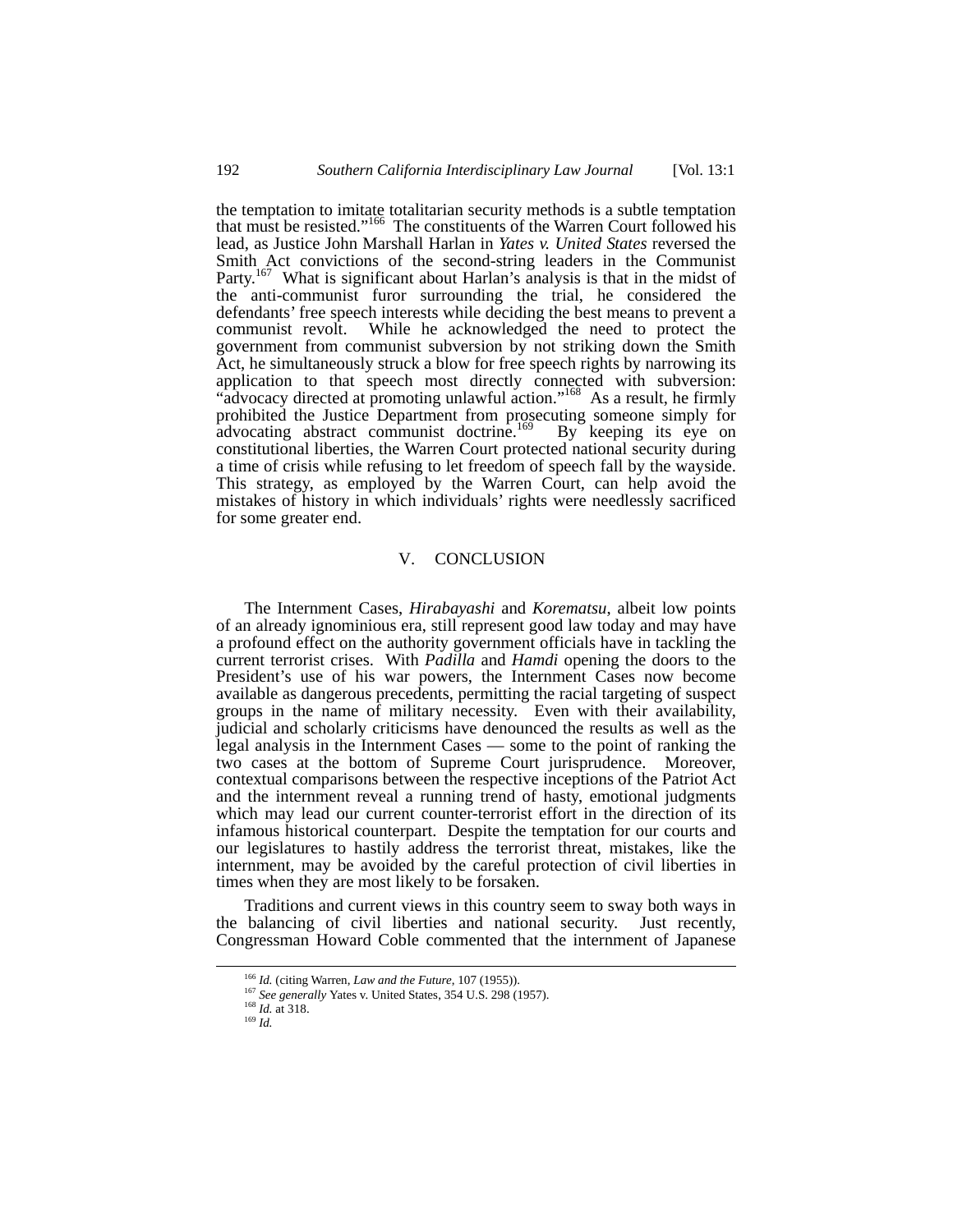the temptation to imitate totalitarian security methods is a subtle temptation that must be resisted."[166] The constituents of the Warren Court followed his lead, as Justice John Marshall Harlan in *Yates v. United States* reversed the Smith Act convictions of the second-string leaders in the Communist Party.[167] What is significant about Harlan's analysis is that in the midst of the anti-communist furor surrounding the trial, he considered the defendants' free speech interests while deciding the best means to prevent a communist revolt. While he acknowledged the need to protect the government from communist subversion by not striking down the Smith Act, he simultaneously struck a blow for free speech rights by narrowing its application to that speech most directly connected with subversion: "advocacy directed at promoting unlawful action."[168] As a result, he firmly prohibited the Justice Department from prosecuting someone simply for advocating abstract communist doctrine.[169] By keeping its eye on constitutional liberties, the Warren Court protected national security during a time of crisis while refusing to let freedom of speech fall by the wayside. This strategy, as employed by the Warren Court, can help avoid the mistakes of history in which individuals' rights were needlessly sacrificed for some greater end.

## V. CONCLUSION

The Internment Cases, *Hirabayashi* and *Korematsu*, albeit low points of an already ignominious era, still represent good law today and may have a profound effect on the authority government officials have in tackling the current terrorist crises. With *Padilla* and *Hamdi* opening the doors to the President's use of his war powers, the Internment Cases now become available as dangerous precedents, permitting the racial targeting of suspect groups in the name of military necessity. Even with their availability, judicial and scholarly criticisms have denounced the results as well as the legal analysis in the Internment Cases — some to the point of ranking the two cases at the bottom of Supreme Court jurisprudence. Moreover, contextual comparisons between the respective inceptions of the Patriot Act and the internment reveal a running trend of hasty, emotional judgments which may lead our current counter-terrorist effort in the direction of its infamous historical counterpart. Despite the temptation for our courts and our legislatures to hastily address the terrorist threat, mistakes, like the internment, may be avoided by the careful protection of civil liberties in times when they are most likely to be forsaken.

Traditions and current views in this country seem to sway both ways in the balancing of civil liberties and national security. Just recently, Congressman Howard Coble commented that the internment of Japanese

---

[166] *Id.* (citing Warren, *Law and the Future*, 107 (1955)).

[167] *See generally* Yates v. United States, 354 U.S. 298 (1957).

[168] *Id.* at 318.

[169] *Id.*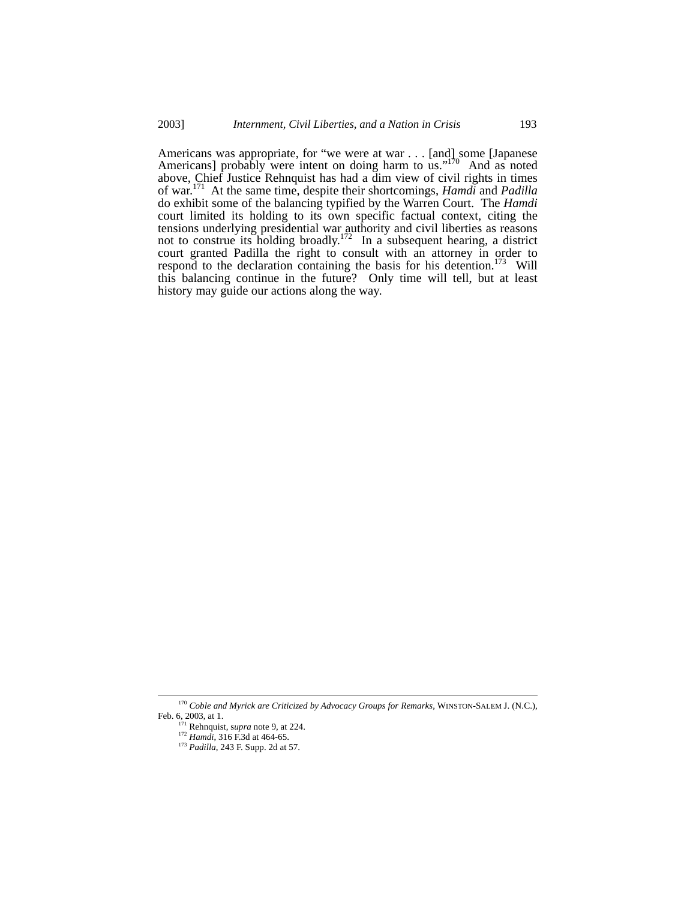Americans was appropriate, for "we were at war . . . [and] some [Japanese Americans] probably were intent on doing harm to us."[170] And as noted above, Chief Justice Rehnquist has had a dim view of civil rights in times of war.[171] At the same time, despite their shortcomings, *Hamdi* and *Padilla* do exhibit some of the balancing typified by the Warren Court. The *Hamdi* court limited its holding to its own specific factual context, citing the tensions underlying presidential war authority and civil liberties as reasons not to construe its holding broadly.[172] In a subsequent hearing, a district court granted Padilla the right to consult with an attorney in order to respond to the declaration containing the basis for his detention.[173] Will this balancing continue in the future? Only time will tell, but at least history may guide our actions along the way.

---

[170] *Coble and Myrick are Criticized by Advocacy Groups for Remarks*, WINSTON-SALEM J. (N.C.), Feb. 6, 2003, at 1.

[171] Rehnquist, s*upra* note 9, at 224.

[172] *Hamdi*, 316 F.3d at 464-65.

[173] *Padilla*, 243 F. Supp. 2d at 57.